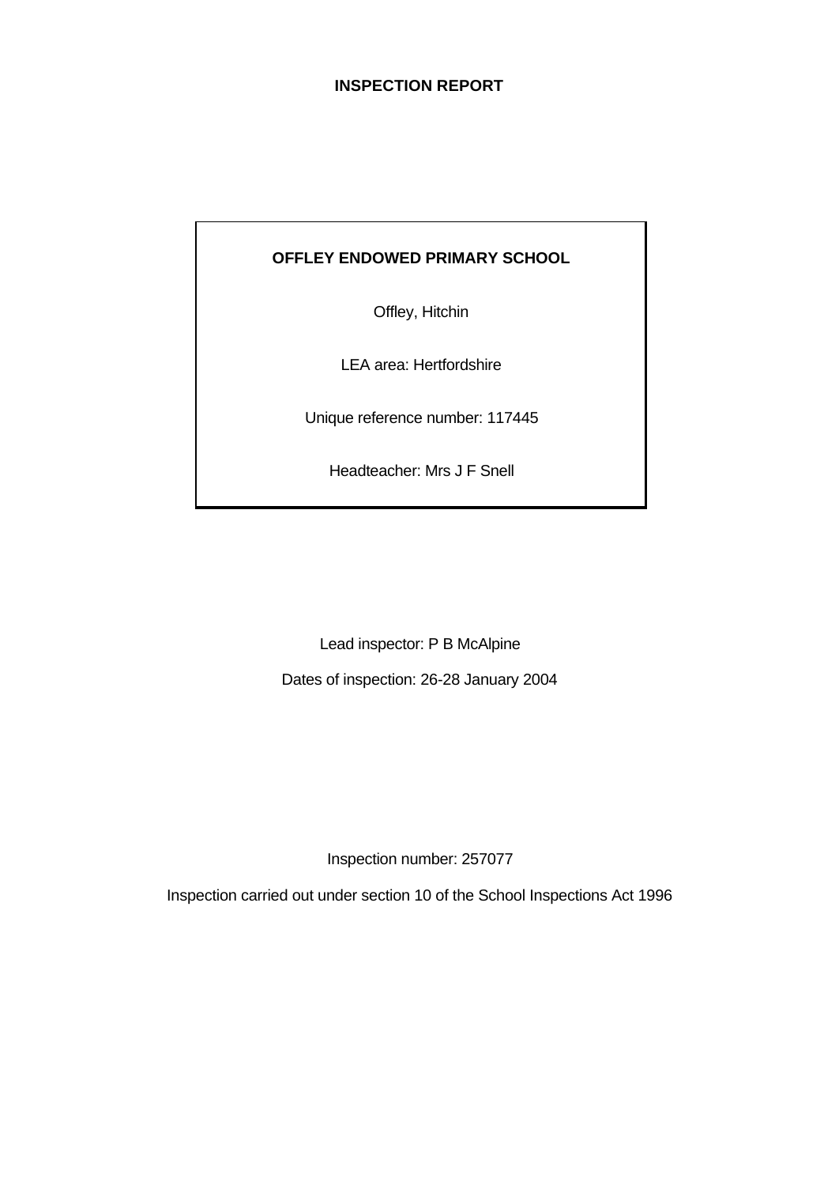# INSPECTION REPORT

**OFFLEY ENDOWED PRIMARY SCHOOL**

Offley, Hitchin

LEA area: Hertfordshire

Unique reference number: 117445

Headteacher: Mrs J F Snell

Lead inspector: P B McAlpine

Dates of inspection: 26-28 January 2004

Inspection number: 257077

Inspection carried out under section 10 of the School Inspections Act 1996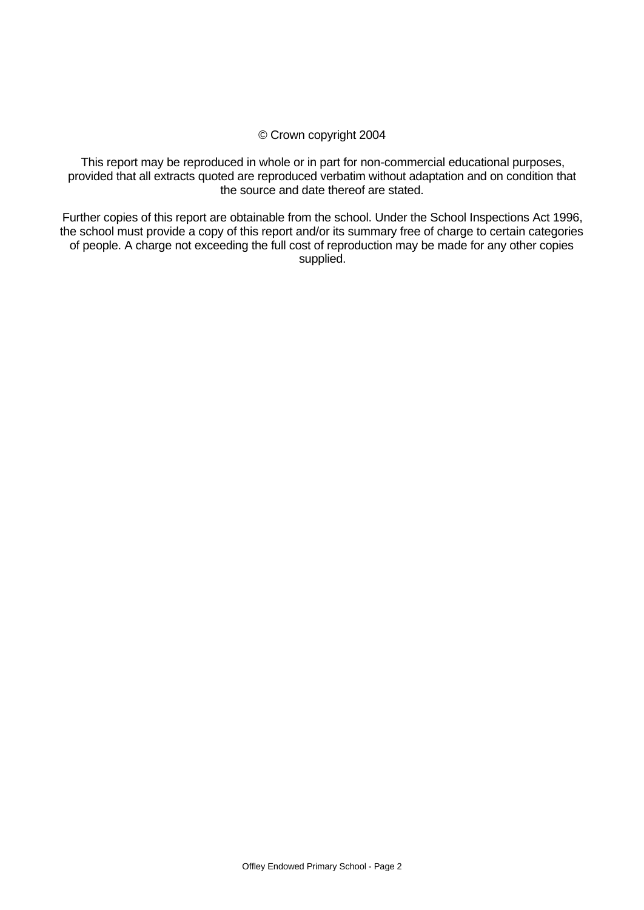© Crown copyright 2004

This report may be reproduced in whole or in part for non-commercial educational purposes, provided that all extracts quoted are reproduced verbatim without adaptation and on condition that the source and date thereof are stated.

Further copies of this report are obtainable from the school. Under the School Inspections Act 1996, the school must provide a copy of this report and/or its summary free of charge to certain categories of people. A charge not exceeding the full cost of reproduction may be made for any other copies supplied.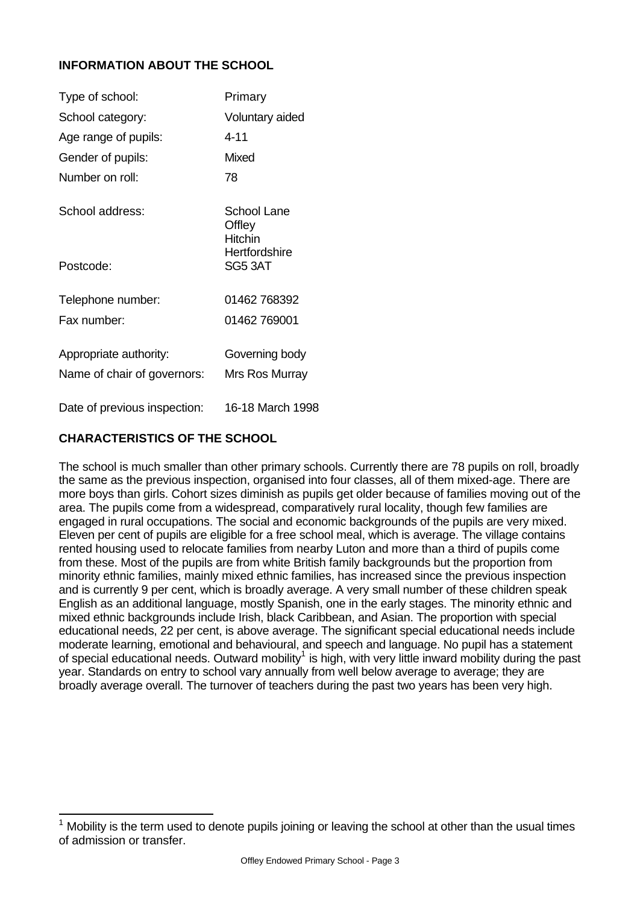## INFORMATION ABOUT THE SCHOOL

| | |
|---|---|
| Type of school: | Primary |
| School category: | Voluntary aided |
| Age range of pupils: | 4-11 |
| Gender of pupils: | Mixed |
| Number on roll: | 78 |
| School address: | School Lane<br>Offley<br>Hitchin<br>Hertfordshire |
| Postcode: | SG5 3AT |
| Telephone number: | 01462 768392 |
| Fax number: | 01462 769001 |
| Appropriate authority: | Governing body |
| Name of chair of governors: | Mrs Ros Murray |
| Date of previous inspection: | 16-18 March 1998 |

## CHARACTERISTICS OF THE SCHOOL

The school is much smaller than other primary schools. Currently there are 78 pupils on roll, broadly the same as the previous inspection, organised into four classes, all of them mixed-age. There are more boys than girls. Cohort sizes diminish as pupils get older because of families moving out of the area. The pupils come from a widespread, comparatively rural locality, though few families are engaged in rural occupations. The social and economic backgrounds of the pupils are very mixed. Eleven per cent of pupils are eligible for a free school meal, which is average. The village contains rented housing used to relocate families from nearby Luton and more than a third of pupils come from these. Most of the pupils are from white British family backgrounds but the proportion from minority ethnic families, mainly mixed ethnic families, has increased since the previous inspection and is currently 9 per cent, which is broadly average. A very small number of these children speak English as an additional language, mostly Spanish, one in the early stages. The minority ethnic and mixed ethnic backgrounds include Irish, black Caribbean, and Asian. The proportion with special educational needs, 22 per cent, is above average. The significant special educational needs include moderate learning, emotional and behavioural, and speech and language. No pupil has a statement of special educational needs. Outward mobility[1] is high, with very little inward mobility during the past year. Standards on entry to school vary annually from well below average to average; they are broadly average overall. The turnover of teachers during the past two years has been very high.

---

[1] Mobility is the term used to denote pupils joining or leaving the school at other than the usual times of admission or transfer.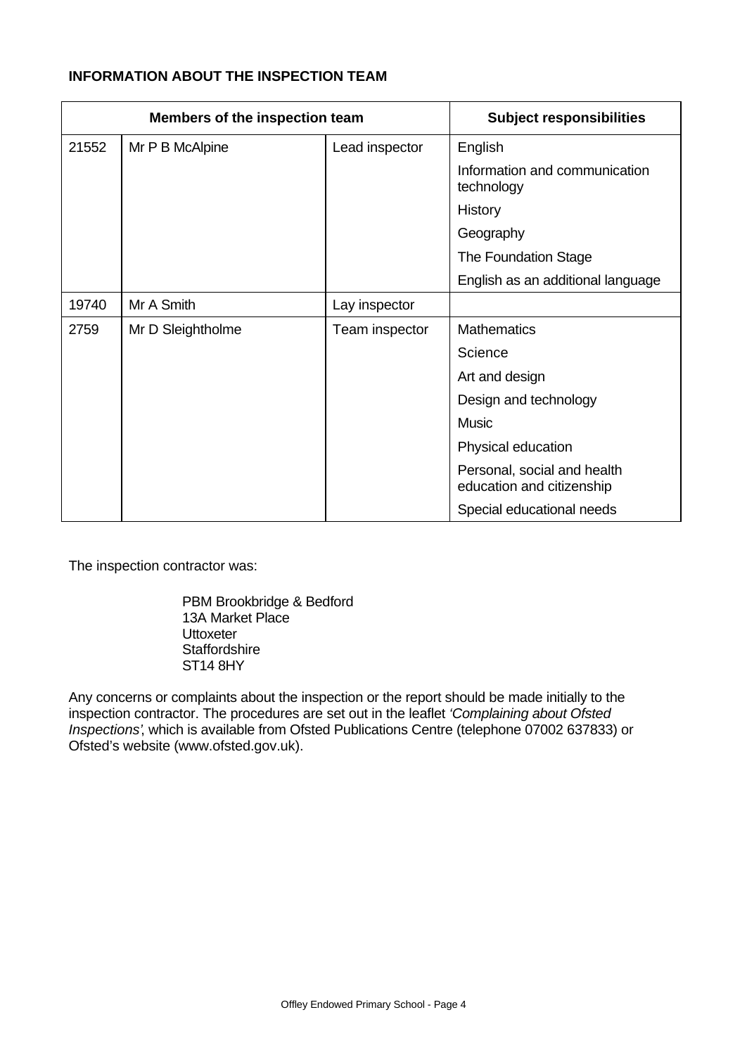**INFORMATION ABOUT THE INSPECTION TEAM**

| Members of the inspection team | | | Subject responsibilities |
|---|---|---|---|
| 21552 | Mr P B McAlpine | Lead inspector | English |
| | | | Information and communication technology |
| | | | History |
| | | | Geography |
| | | | The Foundation Stage |
| | | | English as an additional language |
| 19740 | Mr A Smith | Lay inspector | |
| 2759 | Mr D Sleightholme | Team inspector | Mathematics |
| | | | Science |
| | | | Art and design |
| | | | Design and technology |
| | | | Music |
| | | | Physical education |
| | | | Personal, social and health education and citizenship |
| | | | Special educational needs |

The inspection contractor was:

PBM Brookbridge & Bedford
13A Market Place
Uttoxeter
Staffordshire
ST14 8HY

Any concerns or complaints about the inspection or the report should be made initially to the inspection contractor. The procedures are set out in the leaflet *'Complaining about Ofsted Inspections'*, which is available from Ofsted Publications Centre (telephone 07002 637833) or Ofsted's website (www.ofsted.gov.uk).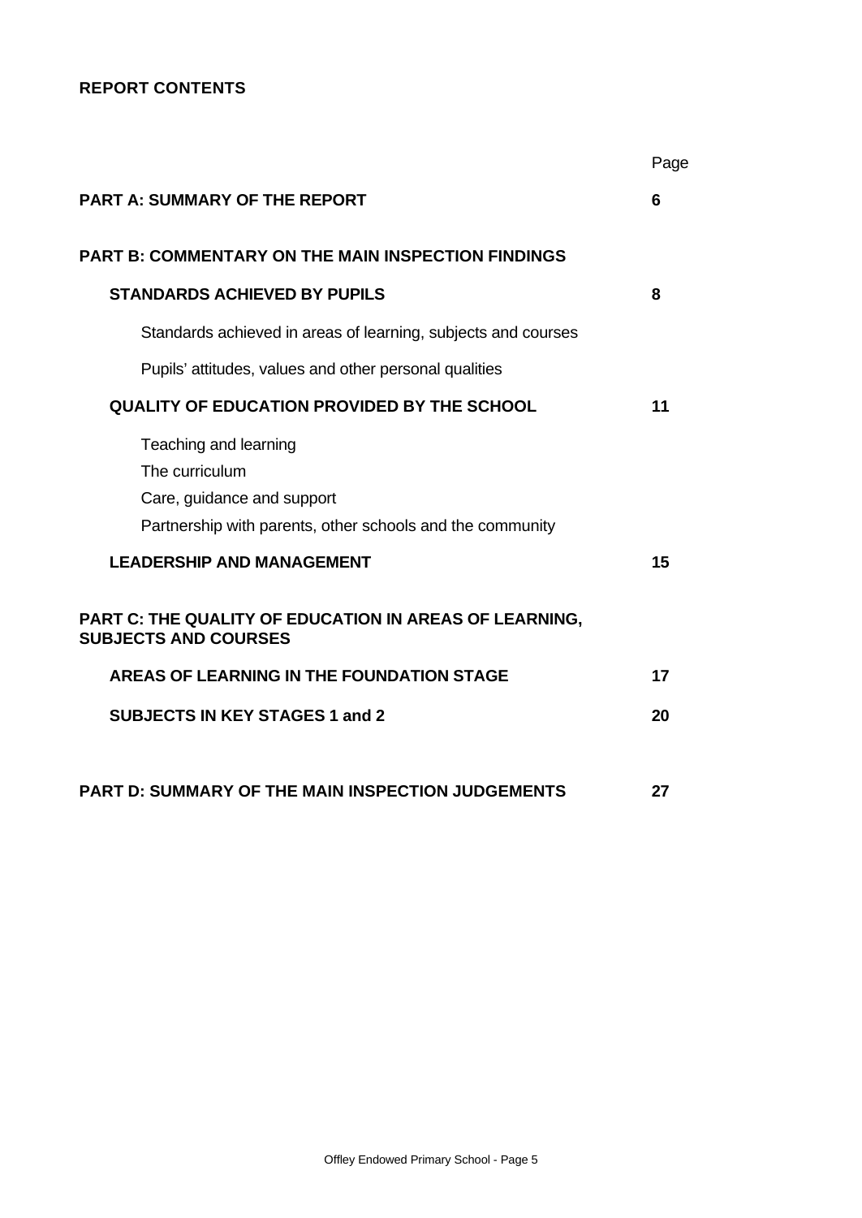**REPORT CONTENTS**

| | Page |
|---|---|
| **PART A: SUMMARY OF THE REPORT** | **6** |
| **PART B: COMMENTARY ON THE MAIN INSPECTION FINDINGS** | |
| **STANDARDS ACHIEVED BY PUPILS** | **8** |
| Standards achieved in areas of learning, subjects and courses | |
| Pupils' attitudes, values and other personal qualities | |
| **QUALITY OF EDUCATION PROVIDED BY THE SCHOOL** | **11** |
| Teaching and learning | |
| The curriculum | |
| Care, guidance and support | |
| Partnership with parents, other schools and the community | |
| **LEADERSHIP AND MANAGEMENT** | **15** |
| **PART C: THE QUALITY OF EDUCATION IN AREAS OF LEARNING, SUBJECTS AND COURSES** | |
| **AREAS OF LEARNING IN THE FOUNDATION STAGE** | **17** |
| **SUBJECTS IN KEY STAGES 1 and 2** | **20** |
| **PART D: SUMMARY OF THE MAIN INSPECTION JUDGEMENTS** | **27** |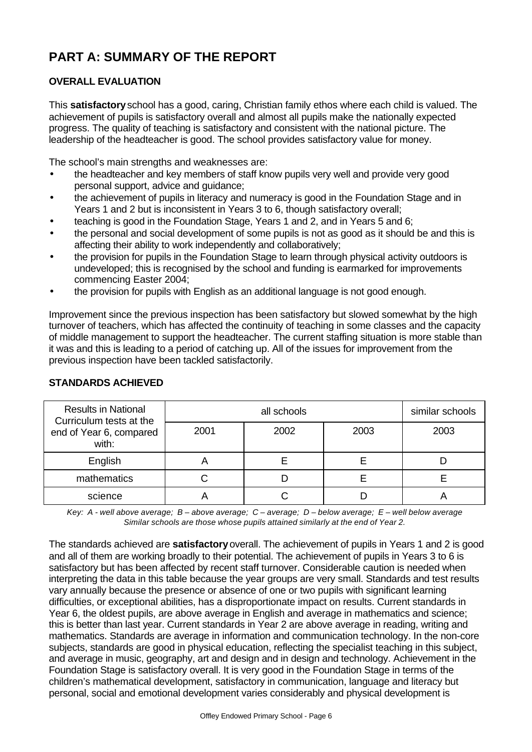# PART A: SUMMARY OF THE REPORT

## OVERALL EVALUATION

This **satisfactory** school has a good, caring, Christian family ethos where each child is valued. The achievement of pupils is satisfactory overall and almost all pupils make the nationally expected progress. The quality of teaching is satisfactory and consistent with the national picture. The leadership of the headteacher is good. The school provides satisfactory value for money.

The school's main strengths and weaknesses are:

- the headteacher and key members of staff know pupils very well and provide very good personal support, advice and guidance;
- the achievement of pupils in literacy and numeracy is good in the Foundation Stage and in Years 1 and 2 but is inconsistent in Years 3 to 6, though satisfactory overall;
- teaching is good in the Foundation Stage, Years 1 and 2, and in Years 5 and 6;
- the personal and social development of some pupils is not as good as it should be and this is affecting their ability to work independently and collaboratively;
- the provision for pupils in the Foundation Stage to learn through physical activity outdoors is undeveloped; this is recognised by the school and funding is earmarked for improvements commencing Easter 2004;
- the provision for pupils with English as an additional language is not good enough.

Improvement since the previous inspection has been satisfactory but slowed somewhat by the high turnover of teachers, which has affected the continuity of teaching in some classes and the capacity of middle management to support the headteacher. The current staffing situation is more stable than it was and this is leading to a period of catching up. All of the issues for improvement from the previous inspection have been tackled satisfactorily.

## STANDARDS ACHIEVED

| Results in National Curriculum tests at the end of Year 6, compared with: | all schools | | | similar schools |
|---|---|---|---|---|
| | 2001 | 2002 | 2003 | 2003 |
| English | A | E | E | D |
| mathematics | C | D | E | E |
| science | A | C | D | A |

*Key: A - well above average; B – above average; C – average; D – below average; E – well below average*
*Similar schools are those whose pupils attained similarly at the end of Year 2.*

The standards achieved are **satisfactory** overall. The achievement of pupils in Years 1 and 2 is good and all of them are working broadly to their potential. The achievement of pupils in Years 3 to 6 is satisfactory but has been affected by recent staff turnover. Considerable caution is needed when interpreting the data in this table because the year groups are very small. Standards and test results vary annually because the presence or absence of one or two pupils with significant learning difficulties, or exceptional abilities, has a disproportionate impact on results. Current standards in Year 6, the oldest pupils, are above average in English and average in mathematics and science; this is better than last year. Current standards in Year 2 are above average in reading, writing and mathematics. Standards are average in information and communication technology. In the non-core subjects, standards are good in physical education, reflecting the specialist teaching in this subject, and average in music, geography, art and design and in design and technology. Achievement in the Foundation Stage is satisfactory overall. It is very good in the Foundation Stage in terms of the children's mathematical development, satisfactory in communication, language and literacy but personal, social and emotional development varies considerably and physical development is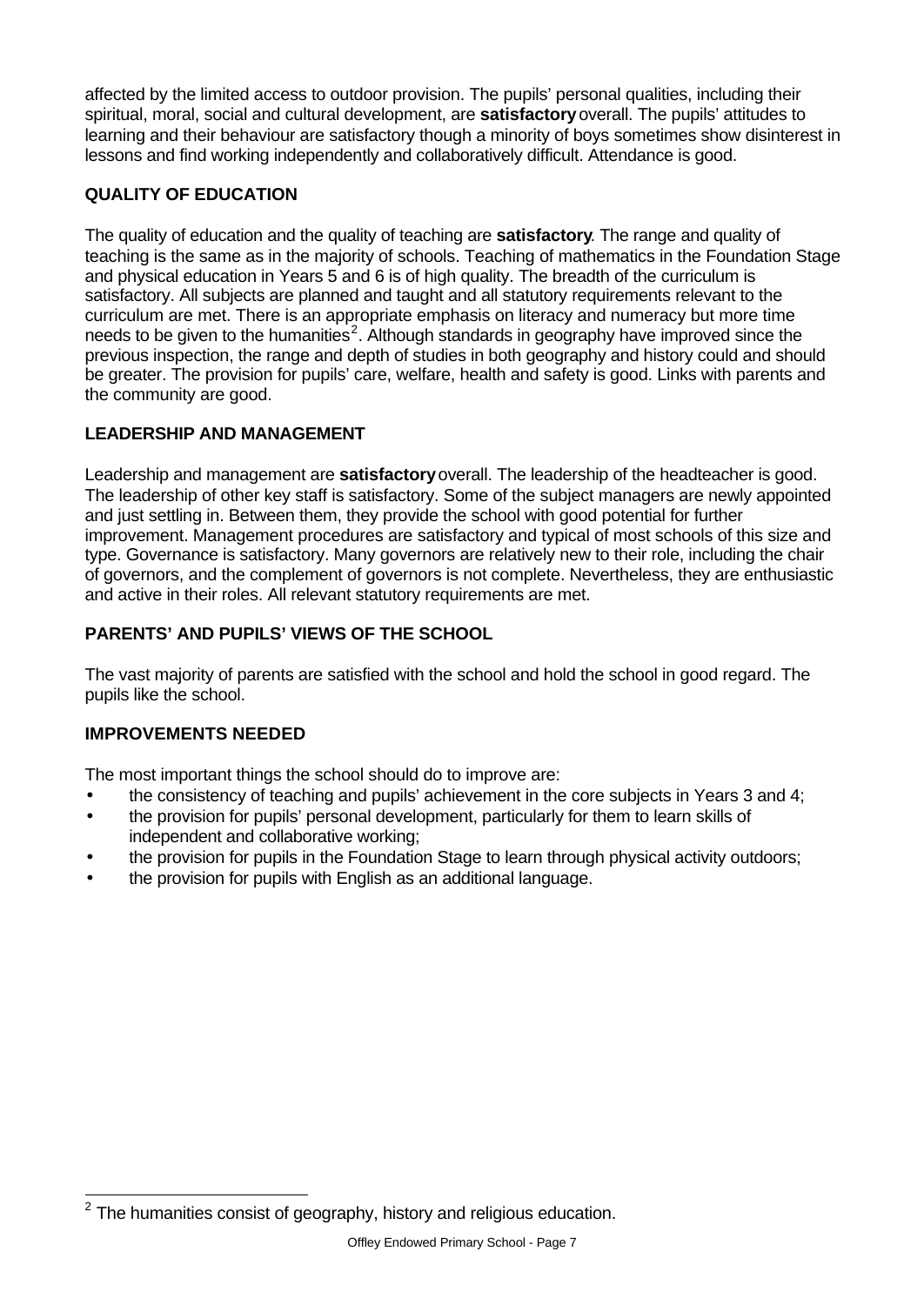affected by the limited access to outdoor provision. The pupils' personal qualities, including their spiritual, moral, social and cultural development, are **satisfactory** overall. The pupils' attitudes to learning and their behaviour are satisfactory though a minority of boys sometimes show disinterest in lessons and find working independently and collaboratively difficult. Attendance is good.

### QUALITY OF EDUCATION

The quality of education and the quality of teaching are **satisfactory**. The range and quality of teaching is the same as in the majority of schools. Teaching of mathematics in the Foundation Stage and physical education in Years 5 and 6 is of high quality. The breadth of the curriculum is satisfactory. All subjects are planned and taught and all statutory requirements relevant to the curriculum are met. There is an appropriate emphasis on literacy and numeracy but more time needs to be given to the humanities[2]. Although standards in geography have improved since the previous inspection, the range and depth of studies in both geography and history could and should be greater. The provision for pupils' care, welfare, health and safety is good. Links with parents and the community are good.

### LEADERSHIP AND MANAGEMENT

Leadership and management are **satisfactory** overall. The leadership of the headteacher is good. The leadership of other key staff is satisfactory. Some of the subject managers are newly appointed and just settling in. Between them, they provide the school with good potential for further improvement. Management procedures are satisfactory and typical of most schools of this size and type. Governance is satisfactory. Many governors are relatively new to their role, including the chair of governors, and the complement of governors is not complete. Nevertheless, they are enthusiastic and active in their roles. All relevant statutory requirements are met.

### PARENTS' AND PUPILS' VIEWS OF THE SCHOOL

The vast majority of parents are satisfied with the school and hold the school in good regard. The pupils like the school.

### IMPROVEMENTS NEEDED

The most important things the school should do to improve are:

- the consistency of teaching and pupils' achievement in the core subjects in Years 3 and 4;
- the provision for pupils' personal development, particularly for them to learn skills of independent and collaborative working;
- the provision for pupils in the Foundation Stage to learn through physical activity outdoors;
- the provision for pupils with English as an additional language.

---

[2] The humanities consist of geography, history and religious education.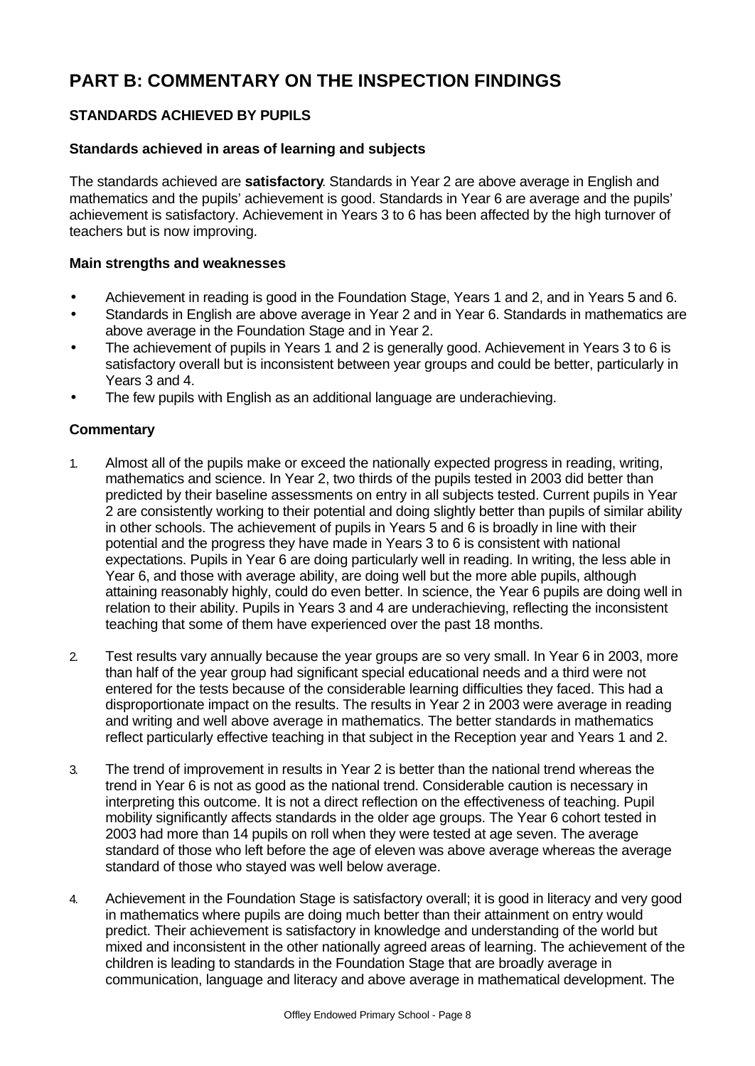# PART B: COMMENTARY ON THE INSPECTION FINDINGS

## STANDARDS ACHIEVED BY PUPILS

### Standards achieved in areas of learning and subjects

The standards achieved are **satisfactory**. Standards in Year 2 are above average in English and mathematics and the pupils' achievement is good. Standards in Year 6 are average and the pupils' achievement is satisfactory. Achievement in Years 3 to 6 has been affected by the high turnover of teachers but is now improving.

### Main strengths and weaknesses

- Achievement in reading is good in the Foundation Stage, Years 1 and 2, and in Years 5 and 6.
- Standards in English are above average in Year 2 and in Year 6. Standards in mathematics are above average in the Foundation Stage and in Year 2.
- The achievement of pupils in Years 1 and 2 is generally good. Achievement in Years 3 to 6 is satisfactory overall but is inconsistent between year groups and could be better, particularly in Years 3 and 4.
- The few pupils with English as an additional language are underachieving.

### Commentary

1. Almost all of the pupils make or exceed the nationally expected progress in reading, writing, mathematics and science. In Year 2, two thirds of the pupils tested in 2003 did better than predicted by their baseline assessments on entry in all subjects tested. Current pupils in Year 2 are consistently working to their potential and doing slightly better than pupils of similar ability in other schools. The achievement of pupils in Years 5 and 6 is broadly in line with their potential and the progress they have made in Years 3 to 6 is consistent with national expectations. Pupils in Year 6 are doing particularly well in reading. In writing, the less able in Year 6, and those with average ability, are doing well but the more able pupils, although attaining reasonably highly, could do even better. In science, the Year 6 pupils are doing well in relation to their ability. Pupils in Years 3 and 4 are underachieving, reflecting the inconsistent teaching that some of them have experienced over the past 18 months.

2. Test results vary annually because the year groups are so very small. In Year 6 in 2003, more than half of the year group had significant special educational needs and a third were not entered for the tests because of the considerable learning difficulties they faced. This had a disproportionate impact on the results. The results in Year 2 in 2003 were average in reading and writing and well above average in mathematics. The better standards in mathematics reflect particularly effective teaching in that subject in the Reception year and Years 1 and 2.

3. The trend of improvement in results in Year 2 is better than the national trend whereas the trend in Year 6 is not as good as the national trend. Considerable caution is necessary in interpreting this outcome. It is not a direct reflection on the effectiveness of teaching. Pupil mobility significantly affects standards in the older age groups. The Year 6 cohort tested in 2003 had more than 14 pupils on roll when they were tested at age seven. The average standard of those who left before the age of eleven was above average whereas the average standard of those who stayed was well below average.

4. Achievement in the Foundation Stage is satisfactory overall; it is good in literacy and very good in mathematics where pupils are doing much better than their attainment on entry would predict. Their achievement is satisfactory in knowledge and understanding of the world but mixed and inconsistent in the other nationally agreed areas of learning. The achievement of the children is leading to standards in the Foundation Stage that are broadly average in communication, language and literacy and above average in mathematical development. The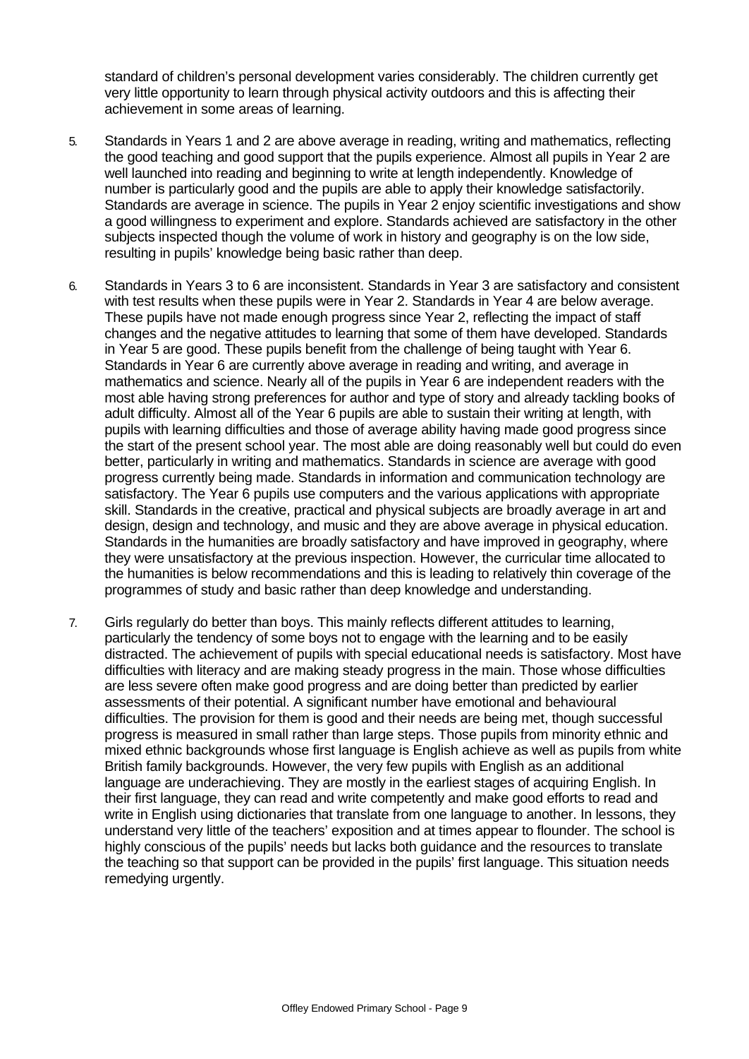standard of children's personal development varies considerably. The children currently get very little opportunity to learn through physical activity outdoors and this is affecting their achievement in some areas of learning.

5. Standards in Years 1 and 2 are above average in reading, writing and mathematics, reflecting the good teaching and good support that the pupils experience. Almost all pupils in Year 2 are well launched into reading and beginning to write at length independently. Knowledge of number is particularly good and the pupils are able to apply their knowledge satisfactorily. Standards are average in science. The pupils in Year 2 enjoy scientific investigations and show a good willingness to experiment and explore. Standards achieved are satisfactory in the other subjects inspected though the volume of work in history and geography is on the low side, resulting in pupils' knowledge being basic rather than deep.

6. Standards in Years 3 to 6 are inconsistent. Standards in Year 3 are satisfactory and consistent with test results when these pupils were in Year 2. Standards in Year 4 are below average. These pupils have not made enough progress since Year 2, reflecting the impact of staff changes and the negative attitudes to learning that some of them have developed. Standards in Year 5 are good. These pupils benefit from the challenge of being taught with Year 6. Standards in Year 6 are currently above average in reading and writing, and average in mathematics and science. Nearly all of the pupils in Year 6 are independent readers with the most able having strong preferences for author and type of story and already tackling books of adult difficulty. Almost all of the Year 6 pupils are able to sustain their writing at length, with pupils with learning difficulties and those of average ability having made good progress since the start of the present school year. The most able are doing reasonably well but could do even better, particularly in writing and mathematics. Standards in science are average with good progress currently being made. Standards in information and communication technology are satisfactory. The Year 6 pupils use computers and the various applications with appropriate skill. Standards in the creative, practical and physical subjects are broadly average in art and design, design and technology, and music and they are above average in physical education. Standards in the humanities are broadly satisfactory and have improved in geography, where they were unsatisfactory at the previous inspection. However, the curricular time allocated to the humanities is below recommendations and this is leading to relatively thin coverage of the programmes of study and basic rather than deep knowledge and understanding.

7. Girls regularly do better than boys. This mainly reflects different attitudes to learning, particularly the tendency of some boys not to engage with the learning and to be easily distracted. The achievement of pupils with special educational needs is satisfactory. Most have difficulties with literacy and are making steady progress in the main. Those whose difficulties are less severe often make good progress and are doing better than predicted by earlier assessments of their potential. A significant number have emotional and behavioural difficulties. The provision for them is good and their needs are being met, though successful progress is measured in small rather than large steps. Those pupils from minority ethnic and mixed ethnic backgrounds whose first language is English achieve as well as pupils from white British family backgrounds. However, the very few pupils with English as an additional language are underachieving. They are mostly in the earliest stages of acquiring English. In their first language, they can read and write competently and make good efforts to read and write in English using dictionaries that translate from one language to another. In lessons, they understand very little of the teachers' exposition and at times appear to flounder. The school is highly conscious of the pupils' needs but lacks both guidance and the resources to translate the teaching so that support can be provided in the pupils' first language. This situation needs remedying urgently.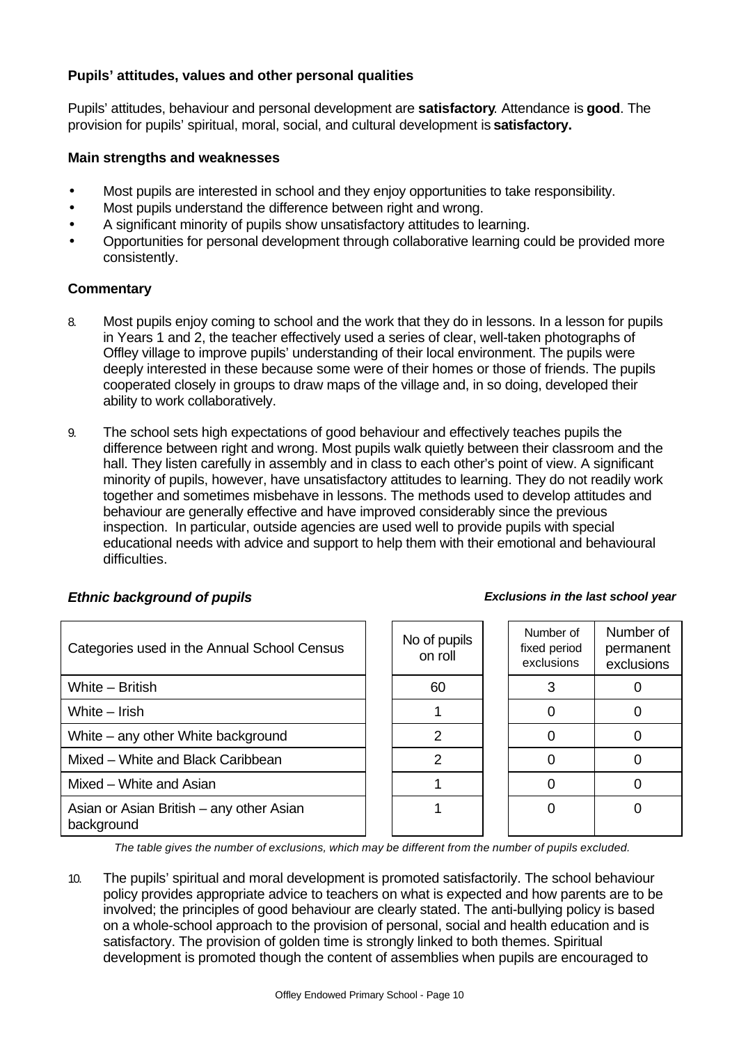### Pupils' attitudes, values and other personal qualities

Pupils' attitudes, behaviour and personal development are **satisfactory**. Attendance is **good**. The provision for pupils' spiritual, moral, social, and cultural development is **satisfactory.**

#### Main strengths and weaknesses

- Most pupils are interested in school and they enjoy opportunities to take responsibility.
- Most pupils understand the difference between right and wrong.
- A significant minority of pupils show unsatisfactory attitudes to learning.
- Opportunities for personal development through collaborative learning could be provided more consistently.

#### Commentary

8. Most pupils enjoy coming to school and the work that they do in lessons. In a lesson for pupils in Years 1 and 2, the teacher effectively used a series of clear, well-taken photographs of Offley village to improve pupils' understanding of their local environment. The pupils were deeply interested in these because some were of their homes or those of friends. The pupils cooperated closely in groups to draw maps of the village and, in so doing, developed their ability to work collaboratively.

9. The school sets high expectations of good behaviour and effectively teaches pupils the difference between right and wrong. Most pupils walk quietly between their classroom and the hall. They listen carefully in assembly and in class to each other's point of view. A significant minority of pupils, however, have unsatisfactory attitudes to learning. They do not readily work together and sometimes misbehave in lessons. The methods used to develop attitudes and behaviour are generally effective and have improved considerably since the previous inspection. In particular, outside agencies are used well to provide pupils with special educational needs with advice and support to help them with their emotional and behavioural difficulties.

***Ethnic background of pupils*** — ***Exclusions in the last school year***

| Categories used in the Annual School Census | No of pupils on roll | Number of fixed period exclusions | Number of permanent exclusions |
|---|---|---|---|
| White – British | 60 | 3 | 0 |
| White – Irish | 1 | 0 | 0 |
| White – any other White background | 2 | 0 | 0 |
| Mixed – White and Black Caribbean | 2 | 0 | 0 |
| Mixed – White and Asian | 1 | 0 | 0 |
| Asian or Asian British – any other Asian background | 1 | 0 | 0 |

*The table gives the number of exclusions, which may be different from the number of pupils excluded.*

10. The pupils' spiritual and moral development is promoted satisfactorily. The school behaviour policy provides appropriate advice to teachers on what is expected and how parents are to be involved; the principles of good behaviour are clearly stated. The anti-bullying policy is based on a whole-school approach to the provision of personal, social and health education and is satisfactory. The provision of golden time is strongly linked to both themes. Spiritual development is promoted though the content of assemblies when pupils are encouraged to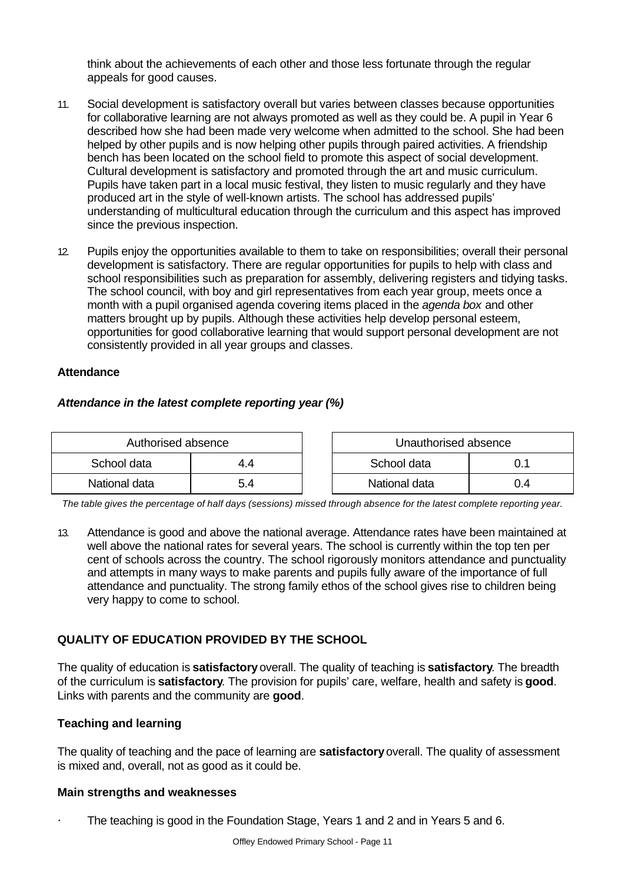think about the achievements of each other and those less fortunate through the regular appeals for good causes.

11. Social development is satisfactory overall but varies between classes because opportunities for collaborative learning are not always promoted as well as they could be. A pupil in Year 6 described how she had been made very welcome when admitted to the school. She had been helped by other pupils and is now helping other pupils through paired activities. A friendship bench has been located on the school field to promote this aspect of social development. Cultural development is satisfactory and promoted through the art and music curriculum. Pupils have taken part in a local music festival, they listen to music regularly and they have produced art in the style of well-known artists. The school has addressed pupils' understanding of multicultural education through the curriculum and this aspect has improved since the previous inspection.

12. Pupils enjoy the opportunities available to them to take on responsibilities; overall their personal development is satisfactory. There are regular opportunities for pupils to help with class and school responsibilities such as preparation for assembly, delivering registers and tidying tasks. The school council, with boy and girl representatives from each year group, meets once a month with a pupil organised agenda covering items placed in the *agenda box* and other matters brought up by pupils. Although these activities help develop personal esteem, opportunities for good collaborative learning that would support personal development are not consistently provided in all year groups and classes.

**Attendance**

***Attendance in the latest complete reporting year (%)***

| Authorised absence | |
|---|---|
| School data | 4.4 |
| National data | 5.4 |

| Unauthorised absence | |
|---|---|
| School data | 0.1 |
| National data | 0.4 |

*The table gives the percentage of half days (sessions) missed through absence for the latest complete reporting year.*

13. Attendance is good and above the national average. Attendance rates have been maintained at well above the national rates for several years. The school is currently within the top ten per cent of schools across the country. The school rigorously monitors attendance and punctuality and attempts in many ways to make parents and pupils fully aware of the importance of full attendance and punctuality. The strong family ethos of the school gives rise to children being very happy to come to school.

## QUALITY OF EDUCATION PROVIDED BY THE SCHOOL

The quality of education is **satisfactory** overall. The quality of teaching is **satisfactory**. The breadth of the curriculum is **satisfactory**. The provision for pupils' care, welfare, health and safety is **good**. Links with parents and the community are **good**.

**Teaching and learning**

The quality of teaching and the pace of learning are **satisfactory** overall. The quality of assessment is mixed and, overall, not as good as it could be.

**Main strengths and weaknesses**

- The teaching is good in the Foundation Stage, Years 1 and 2 and in Years 5 and 6.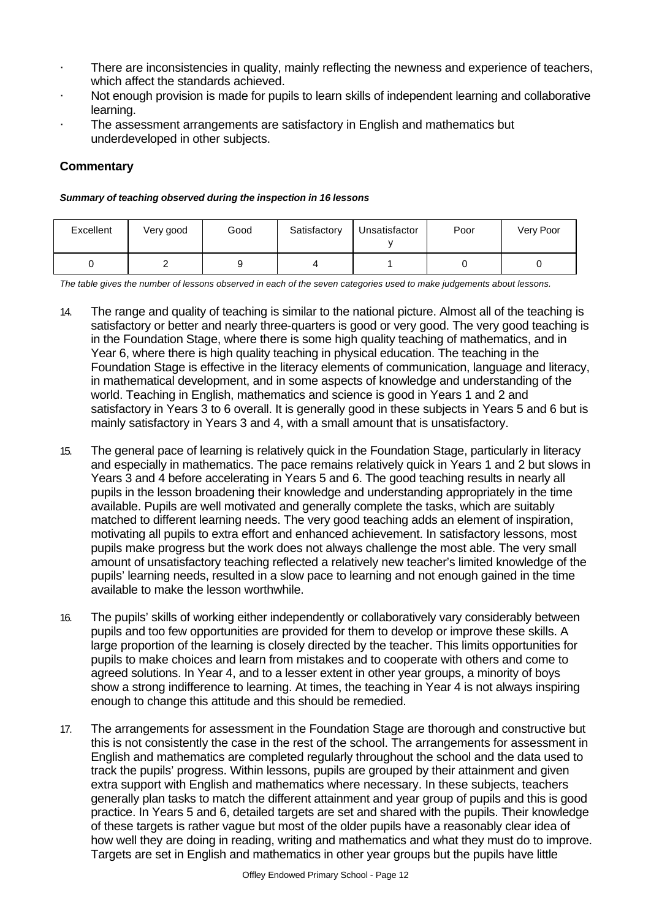- There are inconsistencies in quality, mainly reflecting the newness and experience of teachers, which affect the standards achieved.
- Not enough provision is made for pupils to learn skills of independent learning and collaborative learning.
- The assessment arrangements are satisfactory in English and mathematics but underdeveloped in other subjects.

### Commentary

***Summary of teaching observed during the inspection in 16 lessons***

| Excellent | Very good | Good | Satisfactory | Unsatisfactory | Poor | Very Poor |
|---|---|---|---|---|---|---|
| 0 | 2 | 9 | 4 | 1 | 0 | 0 |

*The table gives the number of lessons observed in each of the seven categories used to make judgements about lessons.*

14. The range and quality of teaching is similar to the national picture. Almost all of the teaching is satisfactory or better and nearly three-quarters is good or very good. The very good teaching is in the Foundation Stage, where there is some high quality teaching of mathematics, and in Year 6, where there is high quality teaching in physical education. The teaching in the Foundation Stage is effective in the literacy elements of communication, language and literacy, in mathematical development, and in some aspects of knowledge and understanding of the world. Teaching in English, mathematics and science is good in Years 1 and 2 and satisfactory in Years 3 to 6 overall. It is generally good in these subjects in Years 5 and 6 but is mainly satisfactory in Years 3 and 4, with a small amount that is unsatisfactory.

15. The general pace of learning is relatively quick in the Foundation Stage, particularly in literacy and especially in mathematics. The pace remains relatively quick in Years 1 and 2 but slows in Years 3 and 4 before accelerating in Years 5 and 6. The good teaching results in nearly all pupils in the lesson broadening their knowledge and understanding appropriately in the time available. Pupils are well motivated and generally complete the tasks, which are suitably matched to different learning needs. The very good teaching adds an element of inspiration, motivating all pupils to extra effort and enhanced achievement. In satisfactory lessons, most pupils make progress but the work does not always challenge the most able. The very small amount of unsatisfactory teaching reflected a relatively new teacher's limited knowledge of the pupils' learning needs, resulted in a slow pace to learning and not enough gained in the time available to make the lesson worthwhile.

16. The pupils' skills of working either independently or collaboratively vary considerably between pupils and too few opportunities are provided for them to develop or improve these skills. A large proportion of the learning is closely directed by the teacher. This limits opportunities for pupils to make choices and learn from mistakes and to cooperate with others and come to agreed solutions. In Year 4, and to a lesser extent in other year groups, a minority of boys show a strong indifference to learning. At times, the teaching in Year 4 is not always inspiring enough to change this attitude and this should be remedied.

17. The arrangements for assessment in the Foundation Stage are thorough and constructive but this is not consistently the case in the rest of the school. The arrangements for assessment in English and mathematics are completed regularly throughout the school and the data used to track the pupils' progress. Within lessons, pupils are grouped by their attainment and given extra support with English and mathematics where necessary. In these subjects, teachers generally plan tasks to match the different attainment and year group of pupils and this is good practice. In Years 5 and 6, detailed targets are set and shared with the pupils. Their knowledge of these targets is rather vague but most of the older pupils have a reasonably clear idea of how well they are doing in reading, writing and mathematics and what they must do to improve. Targets are set in English and mathematics in other year groups but the pupils have little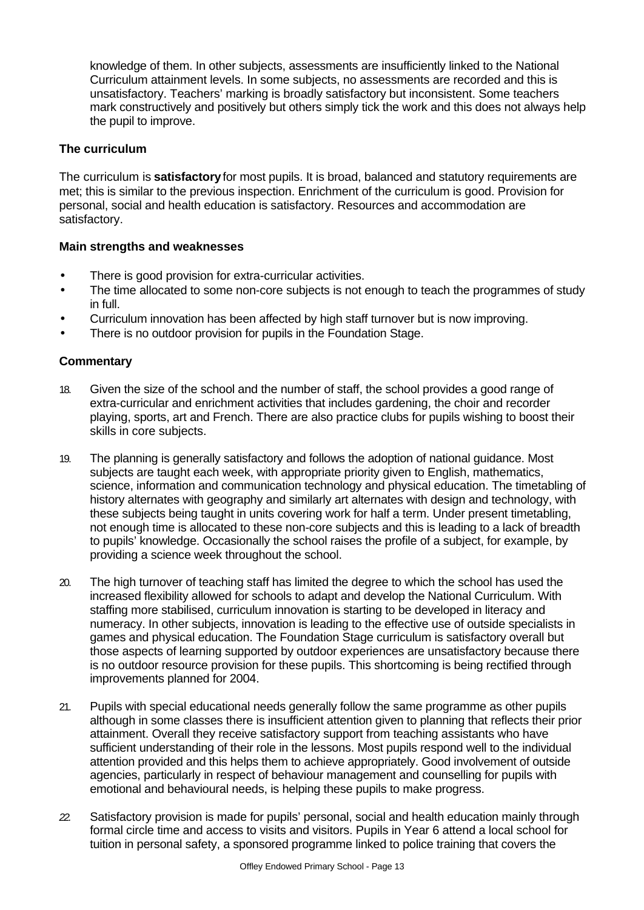knowledge of them. In other subjects, assessments are insufficiently linked to the National Curriculum attainment levels. In some subjects, no assessments are recorded and this is unsatisfactory. Teachers' marking is broadly satisfactory but inconsistent. Some teachers mark constructively and positively but others simply tick the work and this does not always help the pupil to improve.

### The curriculum

The curriculum is **satisfactory** for most pupils. It is broad, balanced and statutory requirements are met; this is similar to the previous inspection. Enrichment of the curriculum is good. Provision for personal, social and health education is satisfactory. Resources and accommodation are satisfactory.

#### Main strengths and weaknesses

- There is good provision for extra-curricular activities.
- The time allocated to some non-core subjects is not enough to teach the programmes of study in full.
- Curriculum innovation has been affected by high staff turnover but is now improving.
- There is no outdoor provision for pupils in the Foundation Stage.

#### Commentary

18. Given the size of the school and the number of staff, the school provides a good range of extra-curricular and enrichment activities that includes gardening, the choir and recorder playing, sports, art and French. There are also practice clubs for pupils wishing to boost their skills in core subjects.

19. The planning is generally satisfactory and follows the adoption of national guidance. Most subjects are taught each week, with appropriate priority given to English, mathematics, science, information and communication technology and physical education. The timetabling of history alternates with geography and similarly art alternates with design and technology, with these subjects being taught in units covering work for half a term. Under present timetabling, not enough time is allocated to these non-core subjects and this is leading to a lack of breadth to pupils' knowledge. Occasionally the school raises the profile of a subject, for example, by providing a science week throughout the school.

20. The high turnover of teaching staff has limited the degree to which the school has used the increased flexibility allowed for schools to adapt and develop the National Curriculum. With staffing more stabilised, curriculum innovation is starting to be developed in literacy and numeracy. In other subjects, innovation is leading to the effective use of outside specialists in games and physical education. The Foundation Stage curriculum is satisfactory overall but those aspects of learning supported by outdoor experiences are unsatisfactory because there is no outdoor resource provision for these pupils. This shortcoming is being rectified through improvements planned for 2004.

21. Pupils with special educational needs generally follow the same programme as other pupils although in some classes there is insufficient attention given to planning that reflects their prior attainment. Overall they receive satisfactory support from teaching assistants who have sufficient understanding of their role in the lessons. Most pupils respond well to the individual attention provided and this helps them to achieve appropriately. Good involvement of outside agencies, particularly in respect of behaviour management and counselling for pupils with emotional and behavioural needs, is helping these pupils to make progress.

22. Satisfactory provision is made for pupils' personal, social and health education mainly through formal circle time and access to visits and visitors. Pupils in Year 6 attend a local school for tuition in personal safety, a sponsored programme linked to police training that covers the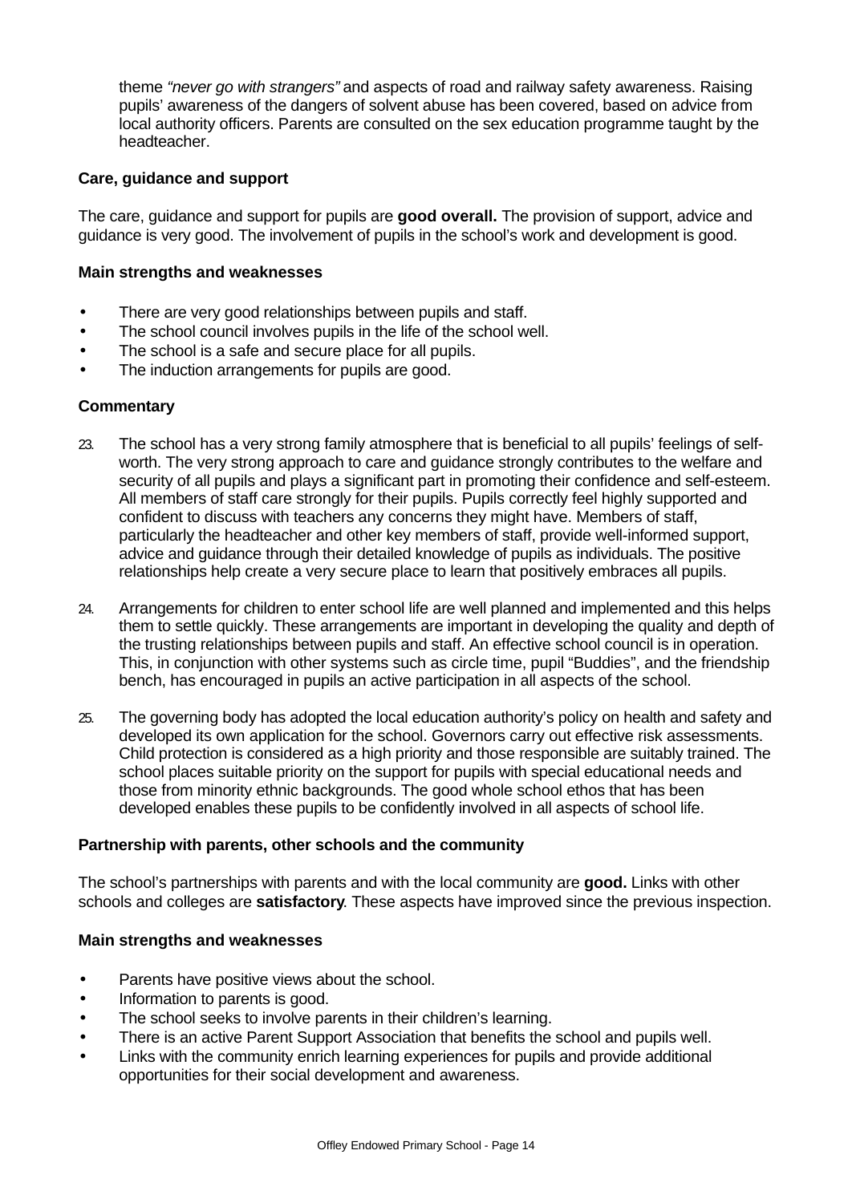theme *"never go with strangers"* and aspects of road and railway safety awareness. Raising pupils' awareness of the dangers of solvent abuse has been covered, based on advice from local authority officers. Parents are consulted on the sex education programme taught by the headteacher.

### Care, guidance and support

The care, guidance and support for pupils are **good overall.** The provision of support, advice and guidance is very good. The involvement of pupils in the school's work and development is good.

#### Main strengths and weaknesses

- There are very good relationships between pupils and staff.
- The school council involves pupils in the life of the school well.
- The school is a safe and secure place for all pupils.
- The induction arrangements for pupils are good.

#### Commentary

23. The school has a very strong family atmosphere that is beneficial to all pupils' feelings of self-worth. The very strong approach to care and guidance strongly contributes to the welfare and security of all pupils and plays a significant part in promoting their confidence and self-esteem. All members of staff care strongly for their pupils. Pupils correctly feel highly supported and confident to discuss with teachers any concerns they might have. Members of staff, particularly the headteacher and other key members of staff, provide well-informed support, advice and guidance through their detailed knowledge of pupils as individuals. The positive relationships help create a very secure place to learn that positively embraces all pupils.

24. Arrangements for children to enter school life are well planned and implemented and this helps them to settle quickly. These arrangements are important in developing the quality and depth of the trusting relationships between pupils and staff. An effective school council is in operation. This, in conjunction with other systems such as circle time, pupil "Buddies", and the friendship bench, has encouraged in pupils an active participation in all aspects of the school.

25. The governing body has adopted the local education authority's policy on health and safety and developed its own application for the school. Governors carry out effective risk assessments. Child protection is considered as a high priority and those responsible are suitably trained. The school places suitable priority on the support for pupils with special educational needs and those from minority ethnic backgrounds. The good whole school ethos that has been developed enables these pupils to be confidently involved in all aspects of school life.

### Partnership with parents, other schools and the community

The school's partnerships with parents and with the local community are **good.** Links with other schools and colleges are **satisfactory**. These aspects have improved since the previous inspection.

#### Main strengths and weaknesses

- Parents have positive views about the school.
- Information to parents is good.
- The school seeks to involve parents in their children's learning.
- There is an active Parent Support Association that benefits the school and pupils well.
- Links with the community enrich learning experiences for pupils and provide additional opportunities for their social development and awareness.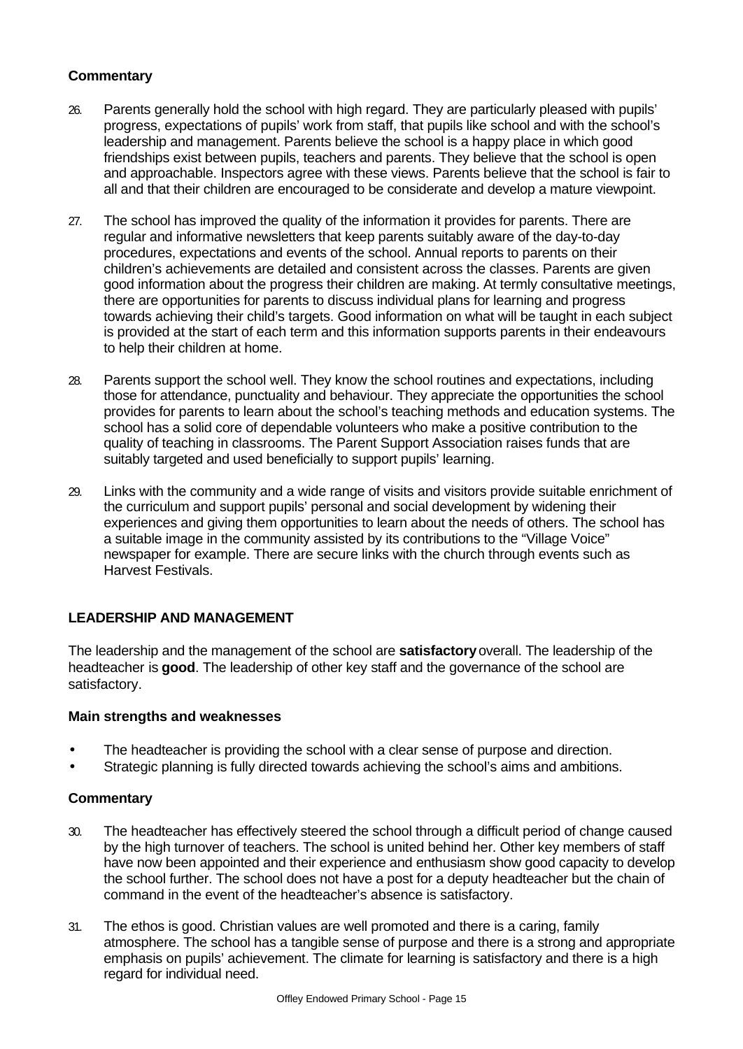### Commentary

26. Parents generally hold the school with high regard. They are particularly pleased with pupils' progress, expectations of pupils' work from staff, that pupils like school and with the school's leadership and management. Parents believe the school is a happy place in which good friendships exist between pupils, teachers and parents. They believe that the school is open and approachable. Inspectors agree with these views. Parents believe that the school is fair to all and that their children are encouraged to be considerate and develop a mature viewpoint.

27. The school has improved the quality of the information it provides for parents. There are regular and informative newsletters that keep parents suitably aware of the day-to-day procedures, expectations and events of the school. Annual reports to parents on their children's achievements are detailed and consistent across the classes. Parents are given good information about the progress their children are making. At termly consultative meetings, there are opportunities for parents to discuss individual plans for learning and progress towards achieving their child's targets. Good information on what will be taught in each subject is provided at the start of each term and this information supports parents in their endeavours to help their children at home.

28. Parents support the school well. They know the school routines and expectations, including those for attendance, punctuality and behaviour. They appreciate the opportunities the school provides for parents to learn about the school's teaching methods and education systems. The school has a solid core of dependable volunteers who make a positive contribution to the quality of teaching in classrooms. The Parent Support Association raises funds that are suitably targeted and used beneficially to support pupils' learning.

29. Links with the community and a wide range of visits and visitors provide suitable enrichment of the curriculum and support pupils' personal and social development by widening their experiences and giving them opportunities to learn about the needs of others. The school has a suitable image in the community assisted by its contributions to the "Village Voice" newspaper for example. There are secure links with the church through events such as Harvest Festivals.

## LEADERSHIP AND MANAGEMENT

The leadership and the management of the school are **satisfactory** overall. The leadership of the headteacher is **good**. The leadership of other key staff and the governance of the school are satisfactory.

### Main strengths and weaknesses

- The headteacher is providing the school with a clear sense of purpose and direction.
- Strategic planning is fully directed towards achieving the school's aims and ambitions.

### Commentary

30. The headteacher has effectively steered the school through a difficult period of change caused by the high turnover of teachers. The school is united behind her. Other key members of staff have now been appointed and their experience and enthusiasm show good capacity to develop the school further. The school does not have a post for a deputy headteacher but the chain of command in the event of the headteacher's absence is satisfactory.

31. The ethos is good. Christian values are well promoted and there is a caring, family atmosphere. The school has a tangible sense of purpose and there is a strong and appropriate emphasis on pupils' achievement. The climate for learning is satisfactory and there is a high regard for individual need.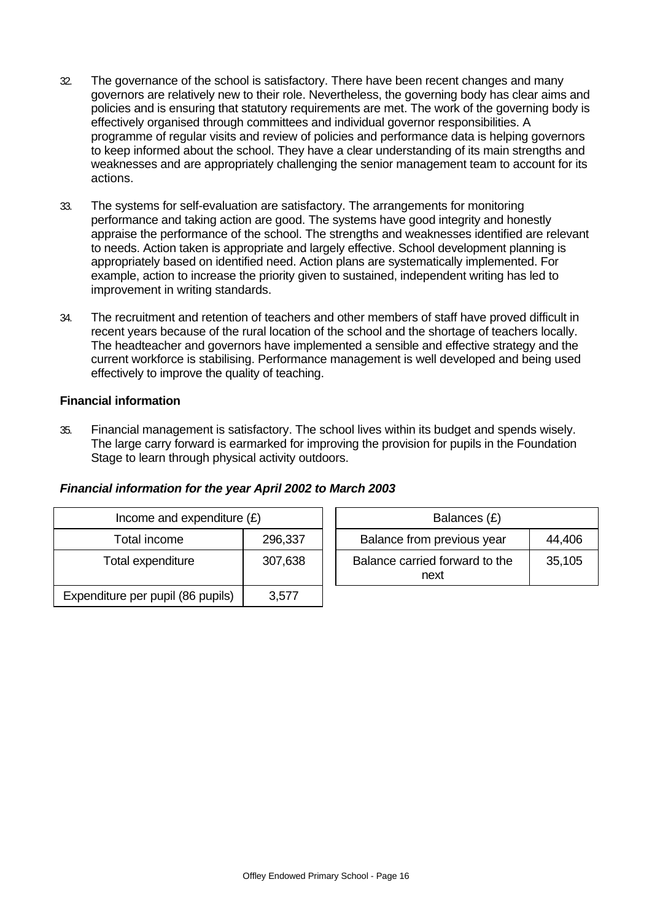32. The governance of the school is satisfactory. There have been recent changes and many governors are relatively new to their role. Nevertheless, the governing body has clear aims and policies and is ensuring that statutory requirements are met. The work of the governing body is effectively organised through committees and individual governor responsibilities. A programme of regular visits and review of policies and performance data is helping governors to keep informed about the school. They have a clear understanding of its main strengths and weaknesses and are appropriately challenging the senior management team to account for its actions.

33. The systems for self-evaluation are satisfactory. The arrangements for monitoring performance and taking action are good. The systems have good integrity and honestly appraise the performance of the school. The strengths and weaknesses identified are relevant to needs. Action taken is appropriate and largely effective. School development planning is appropriately based on identified need. Action plans are systematically implemented. For example, action to increase the priority given to sustained, independent writing has led to improvement in writing standards.

34. The recruitment and retention of teachers and other members of staff have proved difficult in recent years because of the rural location of the school and the shortage of teachers locally. The headteacher and governors have implemented a sensible and effective strategy and the current workforce is stabilising. Performance management is well developed and being used effectively to improve the quality of teaching.

**Financial information**

35. Financial management is satisfactory. The school lives within its budget and spends wisely. The large carry forward is earmarked for improving the provision for pupils in the Foundation Stage to learn through physical activity outdoors.

***Financial information for the year April 2002 to March 2003***

| Income and expenditure (£) | |
|---|---|
| Total income | 296,337 |
| Total expenditure | 307,638 |
| Expenditure per pupil (86 pupils) | 3,577 |

| Balances (£) | |
|---|---|
| Balance from previous year | 44,406 |
| Balance carried forward to the next | 35,105 |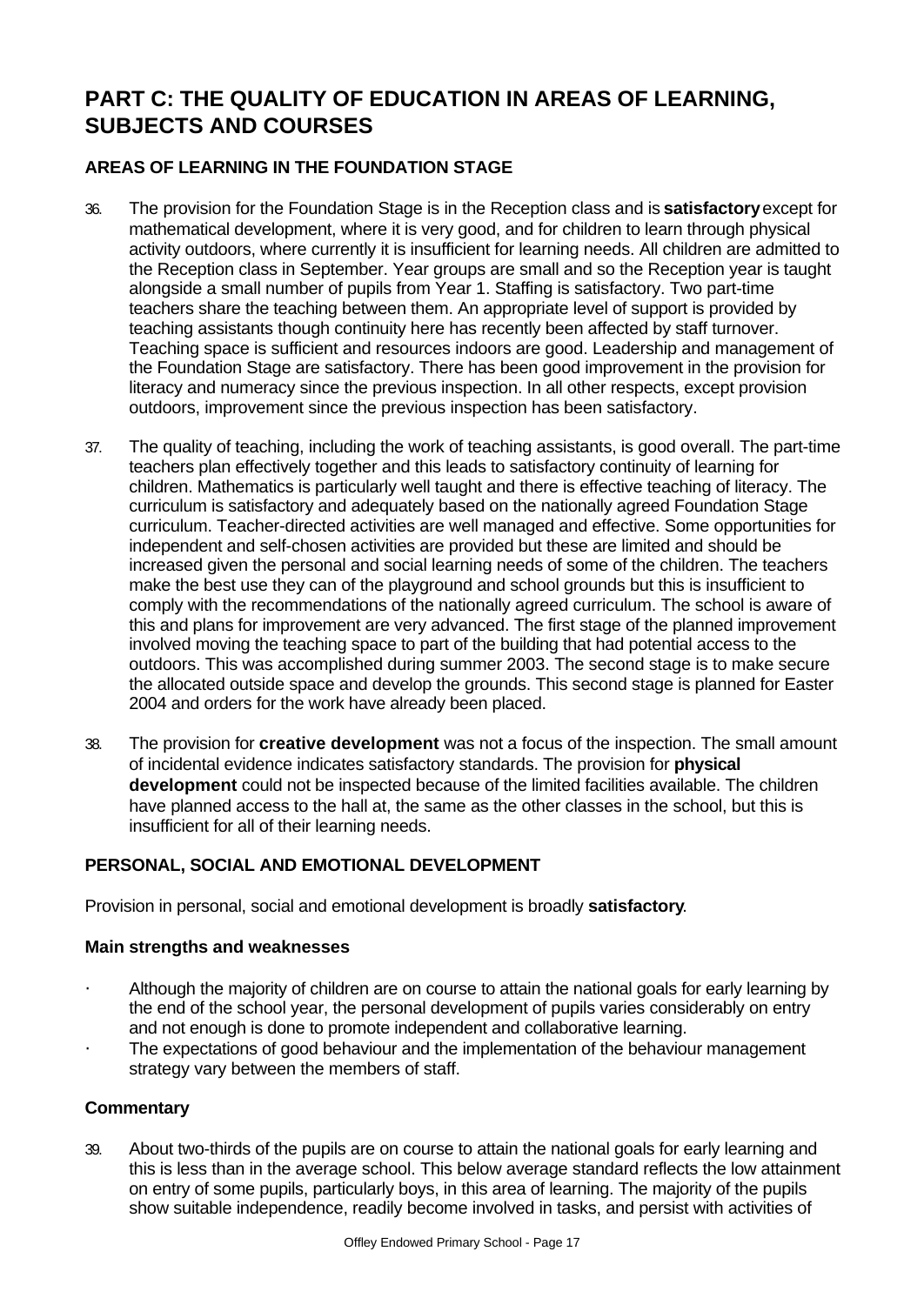# PART C: THE QUALITY OF EDUCATION IN AREAS OF LEARNING, SUBJECTS AND COURSES

## AREAS OF LEARNING IN THE FOUNDATION STAGE

36. The provision for the Foundation Stage is in the Reception class and is **satisfactory** except for mathematical development, where it is very good, and for children to learn through physical activity outdoors, where currently it is insufficient for learning needs. All children are admitted to the Reception class in September. Year groups are small and so the Reception year is taught alongside a small number of pupils from Year 1. Staffing is satisfactory. Two part-time teachers share the teaching between them. An appropriate level of support is provided by teaching assistants though continuity here has recently been affected by staff turnover. Teaching space is sufficient and resources indoors are good. Leadership and management of the Foundation Stage are satisfactory. There has been good improvement in the provision for literacy and numeracy since the previous inspection. In all other respects, except provision outdoors, improvement since the previous inspection has been satisfactory.

37. The quality of teaching, including the work of teaching assistants, is good overall. The part-time teachers plan effectively together and this leads to satisfactory continuity of learning for children. Mathematics is particularly well taught and there is effective teaching of literacy. The curriculum is satisfactory and adequately based on the nationally agreed Foundation Stage curriculum. Teacher-directed activities are well managed and effective. Some opportunities for independent and self-chosen activities are provided but these are limited and should be increased given the personal and social learning needs of some of the children. The teachers make the best use they can of the playground and school grounds but this is insufficient to comply with the recommendations of the nationally agreed curriculum. The school is aware of this and plans for improvement are very advanced. The first stage of the planned improvement involved moving the teaching space to part of the building that had potential access to the outdoors. This was accomplished during summer 2003. The second stage is to make secure the allocated outside space and develop the grounds. This second stage is planned for Easter 2004 and orders for the work have already been placed.

38. The provision for **creative development** was not a focus of the inspection. The small amount of incidental evidence indicates satisfactory standards. The provision for **physical development** could not be inspected because of the limited facilities available. The children have planned access to the hall at, the same as the other classes in the school, but this is insufficient for all of their learning needs.

## PERSONAL, SOCIAL AND EMOTIONAL DEVELOPMENT

Provision in personal, social and emotional development is broadly **satisfactory**.

### Main strengths and weaknesses

- Although the majority of children are on course to attain the national goals for early learning by the end of the school year, the personal development of pupils varies considerably on entry and not enough is done to promote independent and collaborative learning.
- The expectations of good behaviour and the implementation of the behaviour management strategy vary between the members of staff.

### Commentary

39. About two-thirds of the pupils are on course to attain the national goals for early learning and this is less than in the average school. This below average standard reflects the low attainment on entry of some pupils, particularly boys, in this area of learning. The majority of the pupils show suitable independence, readily become involved in tasks, and persist with activities of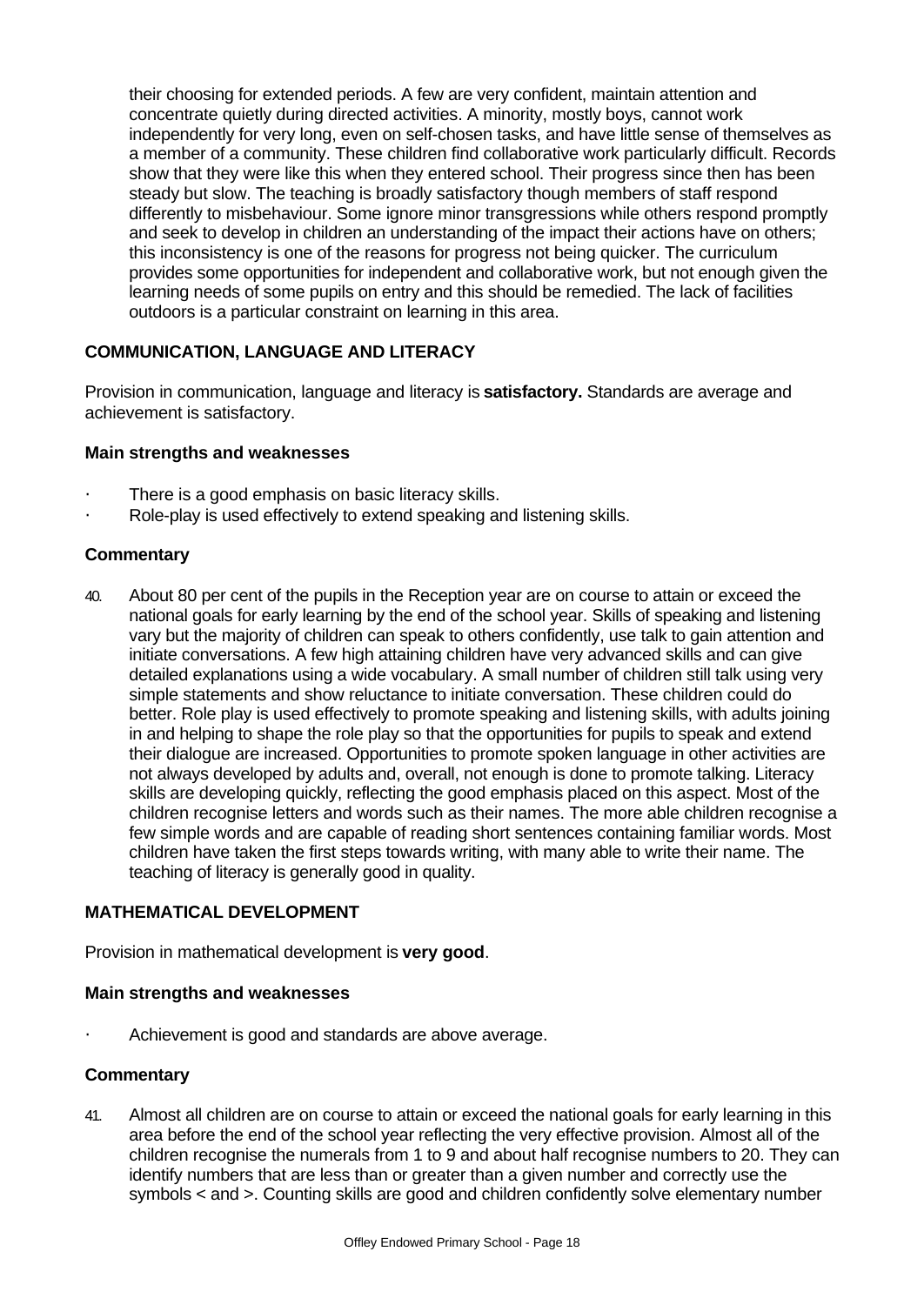their choosing for extended periods. A few are very confident, maintain attention and concentrate quietly during directed activities. A minority, mostly boys, cannot work independently for very long, even on self-chosen tasks, and have little sense of themselves as a member of a community. These children find collaborative work particularly difficult. Records show that they were like this when they entered school. Their progress since then has been steady but slow. The teaching is broadly satisfactory though members of staff respond differently to misbehaviour. Some ignore minor transgressions while others respond promptly and seek to develop in children an understanding of the impact their actions have on others; this inconsistency is one of the reasons for progress not being quicker. The curriculum provides some opportunities for independent and collaborative work, but not enough given the learning needs of some pupils on entry and this should be remedied. The lack of facilities outdoors is a particular constraint on learning in this area.

## COMMUNICATION, LANGUAGE AND LITERACY

Provision in communication, language and literacy is **satisfactory.** Standards are average and achievement is satisfactory.

### Main strengths and weaknesses

- There is a good emphasis on basic literacy skills.
- Role-play is used effectively to extend speaking and listening skills.

### Commentary

40. About 80 per cent of the pupils in the Reception year are on course to attain or exceed the national goals for early learning by the end of the school year. Skills of speaking and listening vary but the majority of children can speak to others confidently, use talk to gain attention and initiate conversations. A few high attaining children have very advanced skills and can give detailed explanations using a wide vocabulary. A small number of children still talk using very simple statements and show reluctance to initiate conversation. These children could do better. Role play is used effectively to promote speaking and listening skills, with adults joining in and helping to shape the role play so that the opportunities for pupils to speak and extend their dialogue are increased. Opportunities to promote spoken language in other activities are not always developed by adults and, overall, not enough is done to promote talking. Literacy skills are developing quickly, reflecting the good emphasis placed on this aspect. Most of the children recognise letters and words such as their names. The more able children recognise a few simple words and are capable of reading short sentences containing familiar words. Most children have taken the first steps towards writing, with many able to write their name. The teaching of literacy is generally good in quality.

## MATHEMATICAL DEVELOPMENT

Provision in mathematical development is **very good**.

### Main strengths and weaknesses

- Achievement is good and standards are above average.

### Commentary

41. Almost all children are on course to attain or exceed the national goals for early learning in this area before the end of the school year reflecting the very effective provision. Almost all of the children recognise the numerals from 1 to 9 and about half recognise numbers to 20. They can identify numbers that are less than or greater than a given number and correctly use the symbols < and >. Counting skills are good and children confidently solve elementary number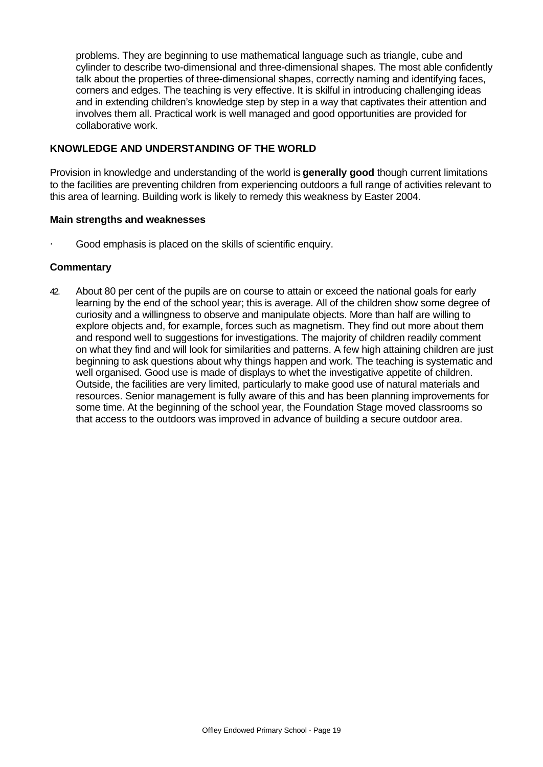problems. They are beginning to use mathematical language such as triangle, cube and cylinder to describe two-dimensional and three-dimensional shapes. The most able confidently talk about the properties of three-dimensional shapes, correctly naming and identifying faces, corners and edges. The teaching is very effective. It is skilful in introducing challenging ideas and in extending children's knowledge step by step in a way that captivates their attention and involves them all. Practical work is well managed and good opportunities are provided for collaborative work.

### KNOWLEDGE AND UNDERSTANDING OF THE WORLD

Provision in knowledge and understanding of the world is **generally good** though current limitations to the facilities are preventing children from experiencing outdoors a full range of activities relevant to this area of learning. Building work is likely to remedy this weakness by Easter 2004.

#### Main strengths and weaknesses

- Good emphasis is placed on the skills of scientific enquiry.

#### Commentary

42. About 80 per cent of the pupils are on course to attain or exceed the national goals for early learning by the end of the school year; this is average. All of the children show some degree of curiosity and a willingness to observe and manipulate objects. More than half are willing to explore objects and, for example, forces such as magnetism. They find out more about them and respond well to suggestions for investigations. The majority of children readily comment on what they find and will look for similarities and patterns. A few high attaining children are just beginning to ask questions about why things happen and work. The teaching is systematic and well organised. Good use is made of displays to whet the investigative appetite of children. Outside, the facilities are very limited, particularly to make good use of natural materials and resources. Senior management is fully aware of this and has been planning improvements for some time. At the beginning of the school year, the Foundation Stage moved classrooms so that access to the outdoors was improved in advance of building a secure outdoor area.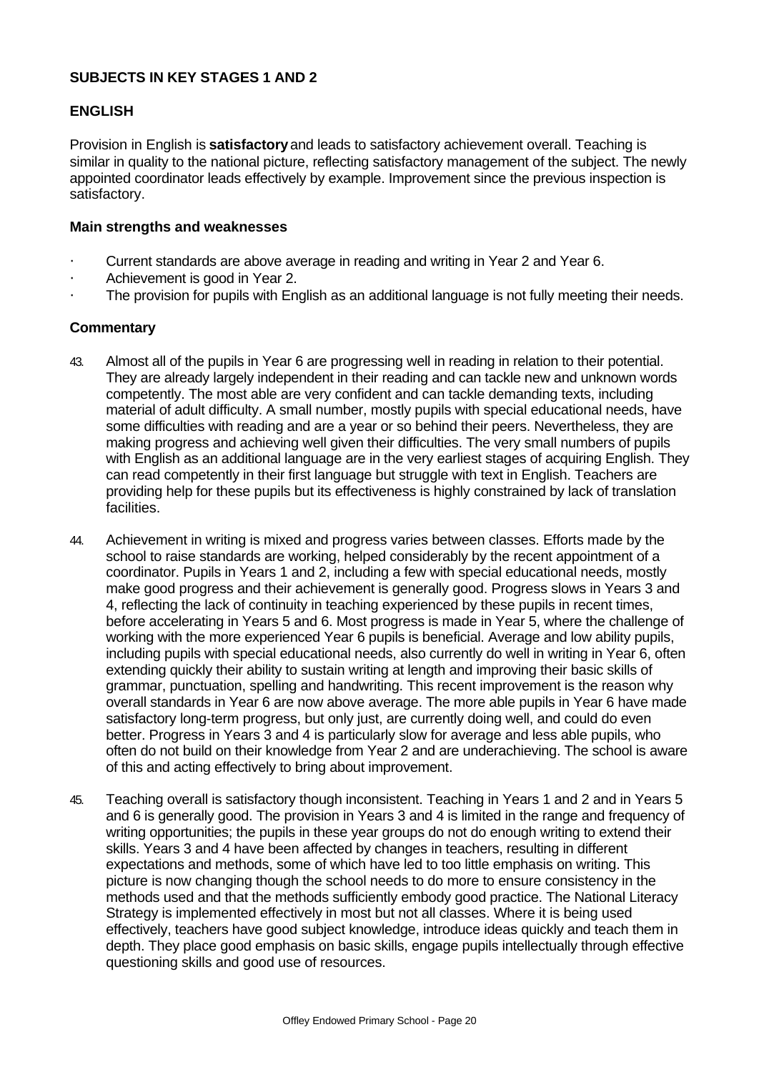## SUBJECTS IN KEY STAGES 1 AND 2

### ENGLISH

Provision in English is **satisfactory** and leads to satisfactory achievement overall. Teaching is similar in quality to the national picture, reflecting satisfactory management of the subject. The newly appointed coordinator leads effectively by example. Improvement since the previous inspection is satisfactory.

#### Main strengths and weaknesses

- Current standards are above average in reading and writing in Year 2 and Year 6.
- Achievement is good in Year 2.
- The provision for pupils with English as an additional language is not fully meeting their needs.

#### Commentary

43. Almost all of the pupils in Year 6 are progressing well in reading in relation to their potential. They are already largely independent in their reading and can tackle new and unknown words competently. The most able are very confident and can tackle demanding texts, including material of adult difficulty. A small number, mostly pupils with special educational needs, have some difficulties with reading and are a year or so behind their peers. Nevertheless, they are making progress and achieving well given their difficulties. The very small numbers of pupils with English as an additional language are in the very earliest stages of acquiring English. They can read competently in their first language but struggle with text in English. Teachers are providing help for these pupils but its effectiveness is highly constrained by lack of translation facilities.

44. Achievement in writing is mixed and progress varies between classes. Efforts made by the school to raise standards are working, helped considerably by the recent appointment of a coordinator. Pupils in Years 1 and 2, including a few with special educational needs, mostly make good progress and their achievement is generally good. Progress slows in Years 3 and 4, reflecting the lack of continuity in teaching experienced by these pupils in recent times, before accelerating in Years 5 and 6. Most progress is made in Year 5, where the challenge of working with the more experienced Year 6 pupils is beneficial. Average and low ability pupils, including pupils with special educational needs, also currently do well in writing in Year 6, often extending quickly their ability to sustain writing at length and improving their basic skills of grammar, punctuation, spelling and handwriting. This recent improvement is the reason why overall standards in Year 6 are now above average. The more able pupils in Year 6 have made satisfactory long-term progress, but only just, are currently doing well, and could do even better. Progress in Years 3 and 4 is particularly slow for average and less able pupils, who often do not build on their knowledge from Year 2 and are underachieving. The school is aware of this and acting effectively to bring about improvement.

45. Teaching overall is satisfactory though inconsistent. Teaching in Years 1 and 2 and in Years 5 and 6 is generally good. The provision in Years 3 and 4 is limited in the range and frequency of writing opportunities; the pupils in these year groups do not do enough writing to extend their skills. Years 3 and 4 have been affected by changes in teachers, resulting in different expectations and methods, some of which have led to too little emphasis on writing. This picture is now changing though the school needs to do more to ensure consistency in the methods used and that the methods sufficiently embody good practice. The National Literacy Strategy is implemented effectively in most but not all classes. Where it is being used effectively, teachers have good subject knowledge, introduce ideas quickly and teach them in depth. They place good emphasis on basic skills, engage pupils intellectually through effective questioning skills and good use of resources.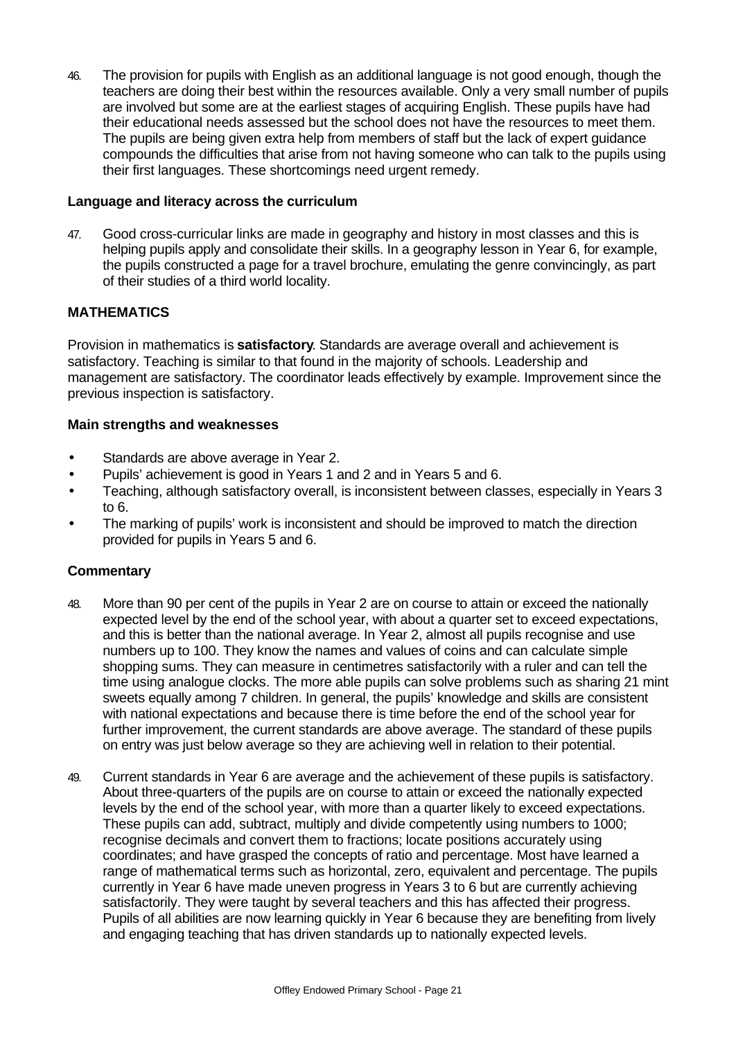46. The provision for pupils with English as an additional language is not good enough, though the teachers are doing their best within the resources available. Only a very small number of pupils are involved but some are at the earliest stages of acquiring English. These pupils have had their educational needs assessed but the school does not have the resources to meet them. The pupils are being given extra help from members of staff but the lack of expert guidance compounds the difficulties that arise from not having someone who can talk to the pupils using their first languages. These shortcomings need urgent remedy.

### Language and literacy across the curriculum

47. Good cross-curricular links are made in geography and history in most classes and this is helping pupils apply and consolidate their skills. In a geography lesson in Year 6, for example, the pupils constructed a page for a travel brochure, emulating the genre convincingly, as part of their studies of a third world locality.

## MATHEMATICS

Provision in mathematics is **satisfactory**. Standards are average overall and achievement is satisfactory. Teaching is similar to that found in the majority of schools. Leadership and management are satisfactory. The coordinator leads effectively by example. Improvement since the previous inspection is satisfactory.

### Main strengths and weaknesses

- Standards are above average in Year 2.
- Pupils' achievement is good in Years 1 and 2 and in Years 5 and 6.
- Teaching, although satisfactory overall, is inconsistent between classes, especially in Years 3 to 6.
- The marking of pupils' work is inconsistent and should be improved to match the direction provided for pupils in Years 5 and 6.

### Commentary

48. More than 90 per cent of the pupils in Year 2 are on course to attain or exceed the nationally expected level by the end of the school year, with about a quarter set to exceed expectations, and this is better than the national average. In Year 2, almost all pupils recognise and use numbers up to 100. They know the names and values of coins and can calculate simple shopping sums. They can measure in centimetres satisfactorily with a ruler and can tell the time using analogue clocks. The more able pupils can solve problems such as sharing 21 mint sweets equally among 7 children. In general, the pupils' knowledge and skills are consistent with national expectations and because there is time before the end of the school year for further improvement, the current standards are above average. The standard of these pupils on entry was just below average so they are achieving well in relation to their potential.

49. Current standards in Year 6 are average and the achievement of these pupils is satisfactory. About three-quarters of the pupils are on course to attain or exceed the nationally expected levels by the end of the school year, with more than a quarter likely to exceed expectations. These pupils can add, subtract, multiply and divide competently using numbers to 1000; recognise decimals and convert them to fractions; locate positions accurately using coordinates; and have grasped the concepts of ratio and percentage. Most have learned a range of mathematical terms such as horizontal, zero, equivalent and percentage. The pupils currently in Year 6 have made uneven progress in Years 3 to 6 but are currently achieving satisfactorily. They were taught by several teachers and this has affected their progress. Pupils of all abilities are now learning quickly in Year 6 because they are benefiting from lively and engaging teaching that has driven standards up to nationally expected levels.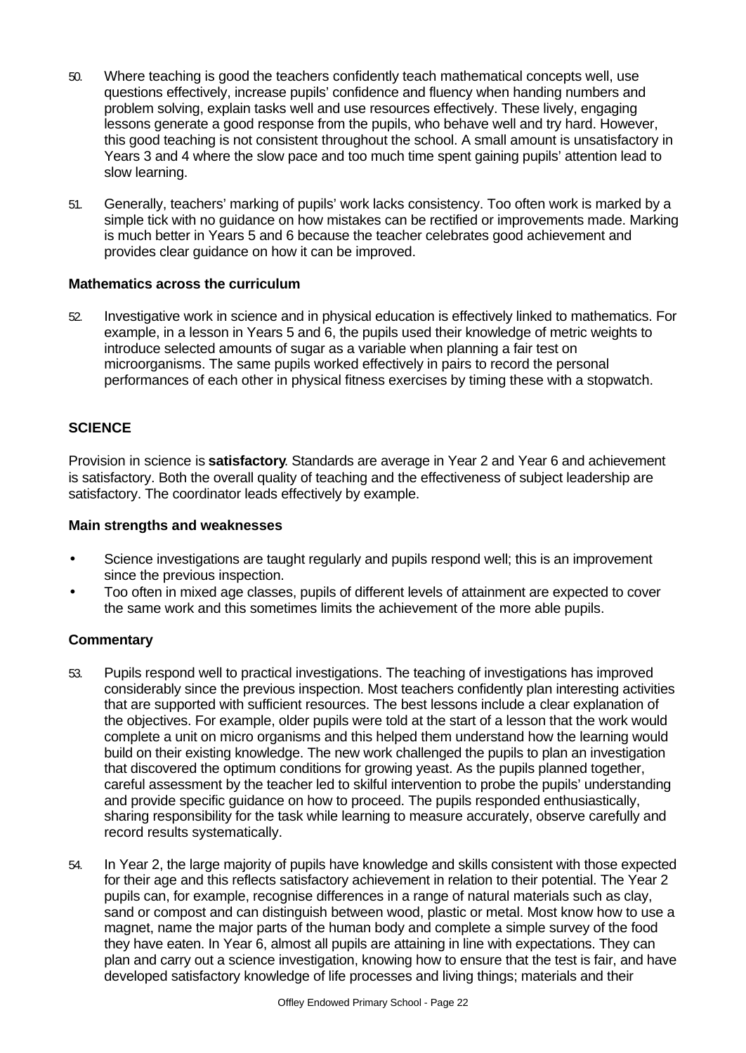50. Where teaching is good the teachers confidently teach mathematical concepts well, use questions effectively, increase pupils' confidence and fluency when handing numbers and problem solving, explain tasks well and use resources effectively. These lively, engaging lessons generate a good response from the pupils, who behave well and try hard. However, this good teaching is not consistent throughout the school. A small amount is unsatisfactory in Years 3 and 4 where the slow pace and too much time spent gaining pupils' attention lead to slow learning.

51. Generally, teachers' marking of pupils' work lacks consistency. Too often work is marked by a simple tick with no guidance on how mistakes can be rectified or improvements made. Marking is much better in Years 5 and 6 because the teacher celebrates good achievement and provides clear guidance on how it can be improved.

### Mathematics across the curriculum

52. Investigative work in science and in physical education is effectively linked to mathematics. For example, in a lesson in Years 5 and 6, the pupils used their knowledge of metric weights to introduce selected amounts of sugar as a variable when planning a fair test on microorganisms. The same pupils worked effectively in pairs to record the personal performances of each other in physical fitness exercises by timing these with a stopwatch.

## SCIENCE

Provision in science is **satisfactory**. Standards are average in Year 2 and Year 6 and achievement is satisfactory. Both the overall quality of teaching and the effectiveness of subject leadership are satisfactory. The coordinator leads effectively by example.

### Main strengths and weaknesses

- Science investigations are taught regularly and pupils respond well; this is an improvement since the previous inspection.
- Too often in mixed age classes, pupils of different levels of attainment are expected to cover the same work and this sometimes limits the achievement of the more able pupils.

### Commentary

53. Pupils respond well to practical investigations. The teaching of investigations has improved considerably since the previous inspection. Most teachers confidently plan interesting activities that are supported with sufficient resources. The best lessons include a clear explanation of the objectives. For example, older pupils were told at the start of a lesson that the work would complete a unit on micro organisms and this helped them understand how the learning would build on their existing knowledge. The new work challenged the pupils to plan an investigation that discovered the optimum conditions for growing yeast. As the pupils planned together, careful assessment by the teacher led to skilful intervention to probe the pupils' understanding and provide specific guidance on how to proceed. The pupils responded enthusiastically, sharing responsibility for the task while learning to measure accurately, observe carefully and record results systematically.

54. In Year 2, the large majority of pupils have knowledge and skills consistent with those expected for their age and this reflects satisfactory achievement in relation to their potential. The Year 2 pupils can, for example, recognise differences in a range of natural materials such as clay, sand or compost and can distinguish between wood, plastic or metal. Most know how to use a magnet, name the major parts of the human body and complete a simple survey of the food they have eaten. In Year 6, almost all pupils are attaining in line with expectations. They can plan and carry out a science investigation, knowing how to ensure that the test is fair, and have developed satisfactory knowledge of life processes and living things; materials and their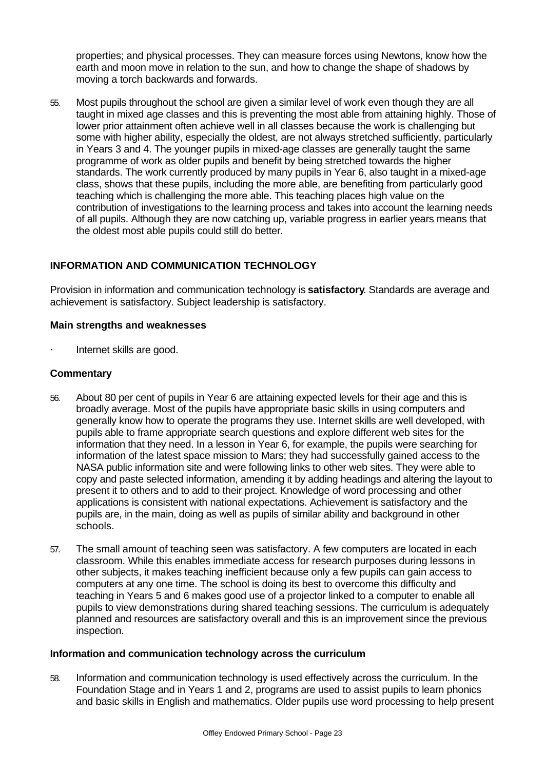properties; and physical processes. They can measure forces using Newtons, know how the earth and moon move in relation to the sun, and how to change the shape of shadows by moving a torch backwards and forwards.

55. Most pupils throughout the school are given a similar level of work even though they are all taught in mixed age classes and this is preventing the most able from attaining highly. Those of lower prior attainment often achieve well in all classes because the work is challenging but some with higher ability, especially the oldest, are not always stretched sufficiently, particularly in Years 3 and 4. The younger pupils in mixed-age classes are generally taught the same programme of work as older pupils and benefit by being stretched towards the higher standards. The work currently produced by many pupils in Year 6, also taught in a mixed-age class, shows that these pupils, including the more able, are benefiting from particularly good teaching which is challenging the more able. This teaching places high value on the contribution of investigations to the learning process and takes into account the learning needs of all pupils. Although they are now catching up, variable progress in earlier years means that the oldest most able pupils could still do better.

## INFORMATION AND COMMUNICATION TECHNOLOGY

Provision in information and communication technology is **satisfactory**. Standards are average and achievement is satisfactory. Subject leadership is satisfactory.

### Main strengths and weaknesses

- Internet skills are good.

### Commentary

56. About 80 per cent of pupils in Year 6 are attaining expected levels for their age and this is broadly average. Most of the pupils have appropriate basic skills in using computers and generally know how to operate the programs they use. Internet skills are well developed, with pupils able to frame appropriate search questions and explore different web sites for the information that they need. In a lesson in Year 6, for example, the pupils were searching for information of the latest space mission to Mars; they had successfully gained access to the NASA public information site and were following links to other web sites. They were able to copy and paste selected information, amending it by adding headings and altering the layout to present it to others and to add to their project. Knowledge of word processing and other applications is consistent with national expectations. Achievement is satisfactory and the pupils are, in the main, doing as well as pupils of similar ability and background in other schools.

57. The small amount of teaching seen was satisfactory. A few computers are located in each classroom. While this enables immediate access for research purposes during lessons in other subjects, it makes teaching inefficient because only a few pupils can gain access to computers at any one time. The school is doing its best to overcome this difficulty and teaching in Years 5 and 6 makes good use of a projector linked to a computer to enable all pupils to view demonstrations during shared teaching sessions. The curriculum is adequately planned and resources are satisfactory overall and this is an improvement since the previous inspection.

### Information and communication technology across the curriculum

58. Information and communication technology is used effectively across the curriculum. In the Foundation Stage and in Years 1 and 2, programs are used to assist pupils to learn phonics and basic skills in English and mathematics. Older pupils use word processing to help present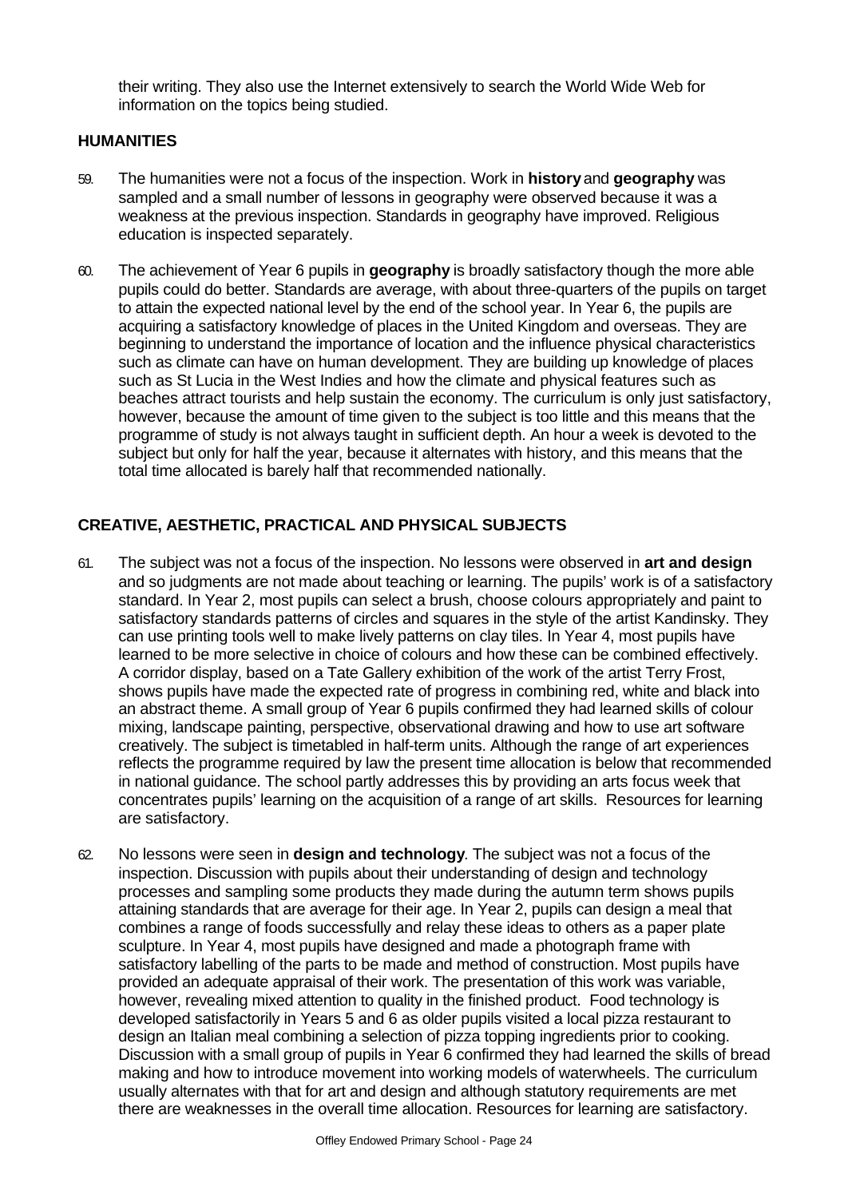their writing. They also use the Internet extensively to search the World Wide Web for information on the topics being studied.

## HUMANITIES

59. The humanities were not a focus of the inspection. Work in **history** and **geography** was sampled and a small number of lessons in geography were observed because it was a weakness at the previous inspection. Standards in geography have improved. Religious education is inspected separately.

60. The achievement of Year 6 pupils in **geography** is broadly satisfactory though the more able pupils could do better. Standards are average, with about three-quarters of the pupils on target to attain the expected national level by the end of the school year. In Year 6, the pupils are acquiring a satisfactory knowledge of places in the United Kingdom and overseas. They are beginning to understand the importance of location and the influence physical characteristics such as climate can have on human development. They are building up knowledge of places such as St Lucia in the West Indies and how the climate and physical features such as beaches attract tourists and help sustain the economy. The curriculum is only just satisfactory, however, because the amount of time given to the subject is too little and this means that the programme of study is not always taught in sufficient depth. An hour a week is devoted to the subject but only for half the year, because it alternates with history, and this means that the total time allocated is barely half that recommended nationally.

## CREATIVE, AESTHETIC, PRACTICAL AND PHYSICAL SUBJECTS

61. The subject was not a focus of the inspection. No lessons were observed in **art and design** and so judgments are not made about teaching or learning. The pupils' work is of a satisfactory standard. In Year 2, most pupils can select a brush, choose colours appropriately and paint to satisfactory standards patterns of circles and squares in the style of the artist Kandinsky. They can use printing tools well to make lively patterns on clay tiles. In Year 4, most pupils have learned to be more selective in choice of colours and how these can be combined effectively. A corridor display, based on a Tate Gallery exhibition of the work of the artist Terry Frost, shows pupils have made the expected rate of progress in combining red, white and black into an abstract theme. A small group of Year 6 pupils confirmed they had learned skills of colour mixing, landscape painting, perspective, observational drawing and how to use art software creatively. The subject is timetabled in half-term units. Although the range of art experiences reflects the programme required by law the present time allocation is below that recommended in national guidance. The school partly addresses this by providing an arts focus week that concentrates pupils' learning on the acquisition of a range of art skills. Resources for learning are satisfactory.

62. No lessons were seen in **design and technology**. The subject was not a focus of the inspection. Discussion with pupils about their understanding of design and technology processes and sampling some products they made during the autumn term shows pupils attaining standards that are average for their age. In Year 2, pupils can design a meal that combines a range of foods successfully and relay these ideas to others as a paper plate sculpture. In Year 4, most pupils have designed and made a photograph frame with satisfactory labelling of the parts to be made and method of construction. Most pupils have provided an adequate appraisal of their work. The presentation of this work was variable, however, revealing mixed attention to quality in the finished product. Food technology is developed satisfactorily in Years 5 and 6 as older pupils visited a local pizza restaurant to design an Italian meal combining a selection of pizza topping ingredients prior to cooking. Discussion with a small group of pupils in Year 6 confirmed they had learned the skills of bread making and how to introduce movement into working models of waterwheels. The curriculum usually alternates with that for art and design and although statutory requirements are met there are weaknesses in the overall time allocation. Resources for learning are satisfactory.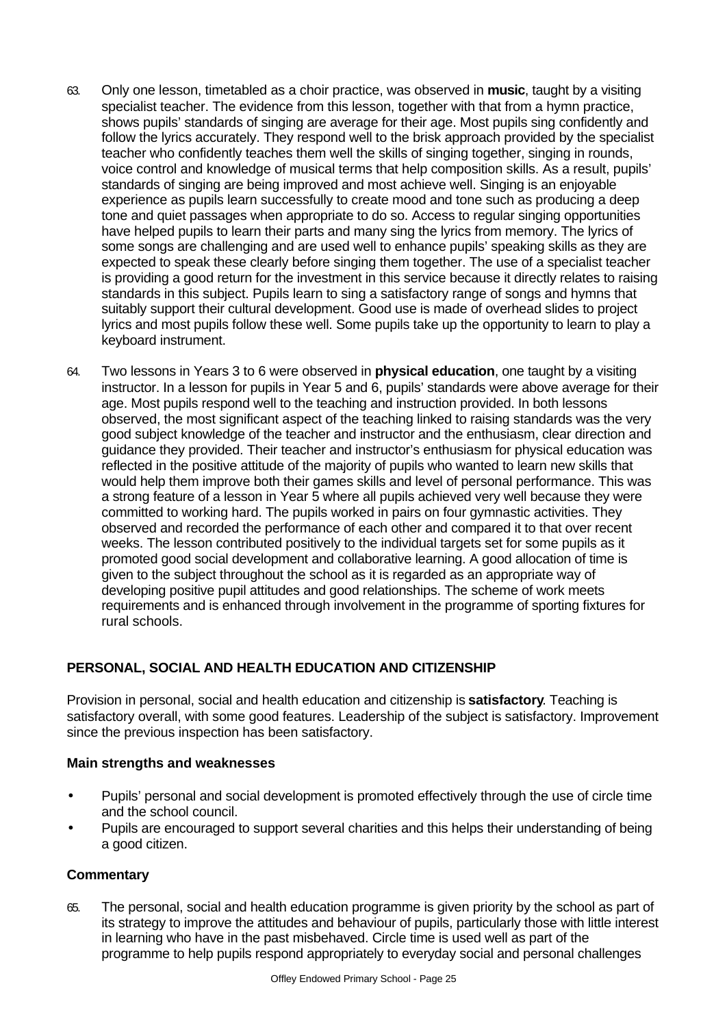63. Only one lesson, timetabled as a choir practice, was observed in **music**, taught by a visiting specialist teacher. The evidence from this lesson, together with that from a hymn practice, shows pupils' standards of singing are average for their age. Most pupils sing confidently and follow the lyrics accurately. They respond well to the brisk approach provided by the specialist teacher who confidently teaches them well the skills of singing together, singing in rounds, voice control and knowledge of musical terms that help composition skills. As a result, pupils' standards of singing are being improved and most achieve well. Singing is an enjoyable experience as pupils learn successfully to create mood and tone such as producing a deep tone and quiet passages when appropriate to do so. Access to regular singing opportunities have helped pupils to learn their parts and many sing the lyrics from memory. The lyrics of some songs are challenging and are used well to enhance pupils' speaking skills as they are expected to speak these clearly before singing them together. The use of a specialist teacher is providing a good return for the investment in this service because it directly relates to raising standards in this subject. Pupils learn to sing a satisfactory range of songs and hymns that suitably support their cultural development. Good use is made of overhead slides to project lyrics and most pupils follow these well. Some pupils take up the opportunity to learn to play a keyboard instrument.

64. Two lessons in Years 3 to 6 were observed in **physical education**, one taught by a visiting instructor. In a lesson for pupils in Year 5 and 6, pupils' standards were above average for their age. Most pupils respond well to the teaching and instruction provided. In both lessons observed, the most significant aspect of the teaching linked to raising standards was the very good subject knowledge of the teacher and instructor and the enthusiasm, clear direction and guidance they provided. Their teacher and instructor's enthusiasm for physical education was reflected in the positive attitude of the majority of pupils who wanted to learn new skills that would help them improve both their games skills and level of personal performance. This was a strong feature of a lesson in Year 5 where all pupils achieved very well because they were committed to working hard. The pupils worked in pairs on four gymnastic activities. They observed and recorded the performance of each other and compared it to that over recent weeks. The lesson contributed positively to the individual targets set for some pupils as it promoted good social development and collaborative learning. A good allocation of time is given to the subject throughout the school as it is regarded as an appropriate way of developing positive pupil attitudes and good relationships. The scheme of work meets requirements and is enhanced through involvement in the programme of sporting fixtures for rural schools.

## PERSONAL, SOCIAL AND HEALTH EDUCATION AND CITIZENSHIP

Provision in personal, social and health education and citizenship is **satisfactory**. Teaching is satisfactory overall, with some good features. Leadership of the subject is satisfactory. Improvement since the previous inspection has been satisfactory.

### Main strengths and weaknesses

- Pupils' personal and social development is promoted effectively through the use of circle time and the school council.
- Pupils are encouraged to support several charities and this helps their understanding of being a good citizen.

### Commentary

65. The personal, social and health education programme is given priority by the school as part of its strategy to improve the attitudes and behaviour of pupils, particularly those with little interest in learning who have in the past misbehaved. Circle time is used well as part of the programme to help pupils respond appropriately to everyday social and personal challenges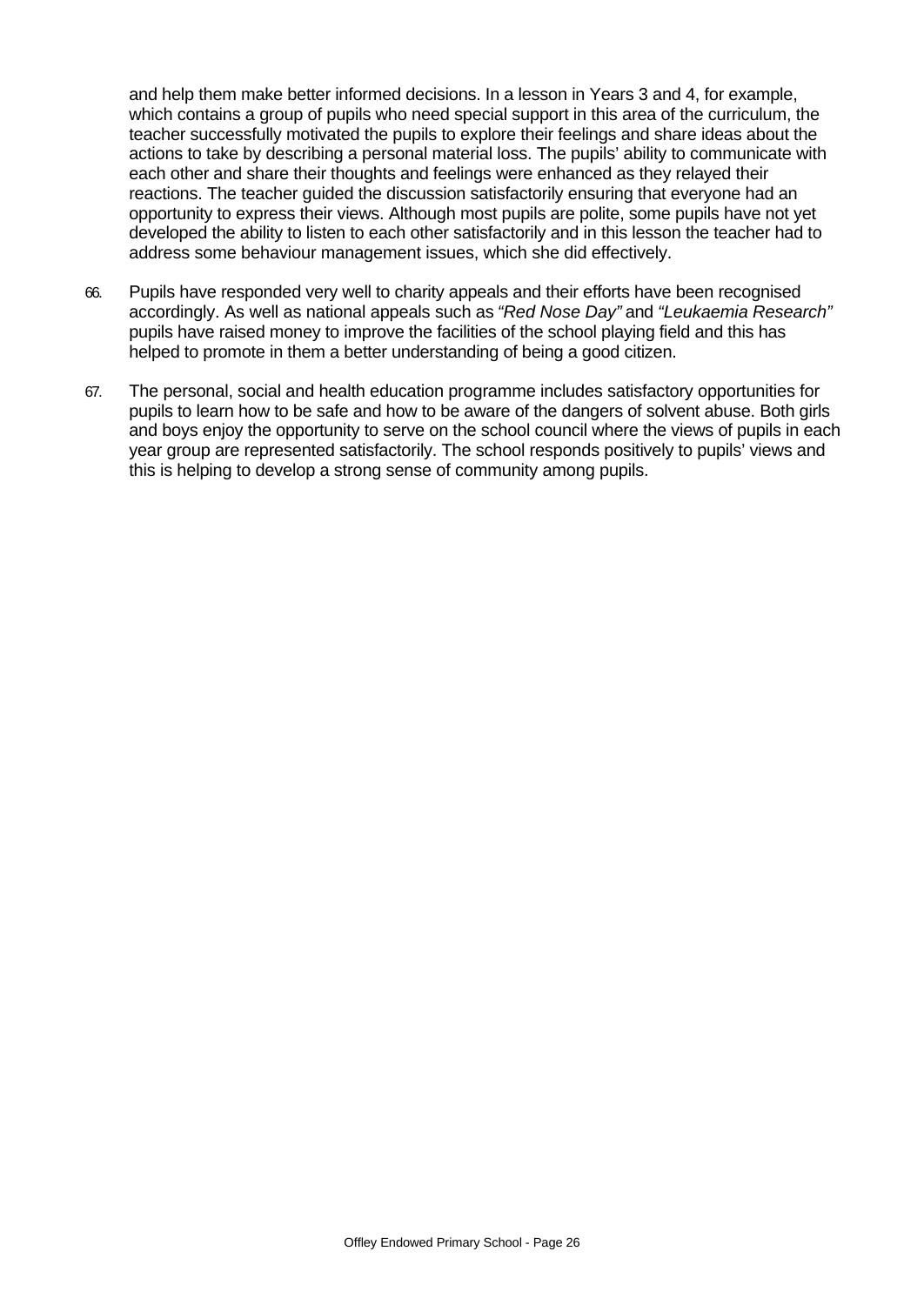and help them make better informed decisions. In a lesson in Years 3 and 4, for example, which contains a group of pupils who need special support in this area of the curriculum, the teacher successfully motivated the pupils to explore their feelings and share ideas about the actions to take by describing a personal material loss. The pupils' ability to communicate with each other and share their thoughts and feelings were enhanced as they relayed their reactions. The teacher guided the discussion satisfactorily ensuring that everyone had an opportunity to express their views. Although most pupils are polite, some pupils have not yet developed the ability to listen to each other satisfactorily and in this lesson the teacher had to address some behaviour management issues, which she did effectively.

66. Pupils have responded very well to charity appeals and their efforts have been recognised accordingly. As well as national appeals such as *"Red Nose Day"* and *"Leukaemia Research"* pupils have raised money to improve the facilities of the school playing field and this has helped to promote in them a better understanding of being a good citizen.

67. The personal, social and health education programme includes satisfactory opportunities for pupils to learn how to be safe and how to be aware of the dangers of solvent abuse. Both girls and boys enjoy the opportunity to serve on the school council where the views of pupils in each year group are represented satisfactorily. The school responds positively to pupils' views and this is helping to develop a strong sense of community among pupils.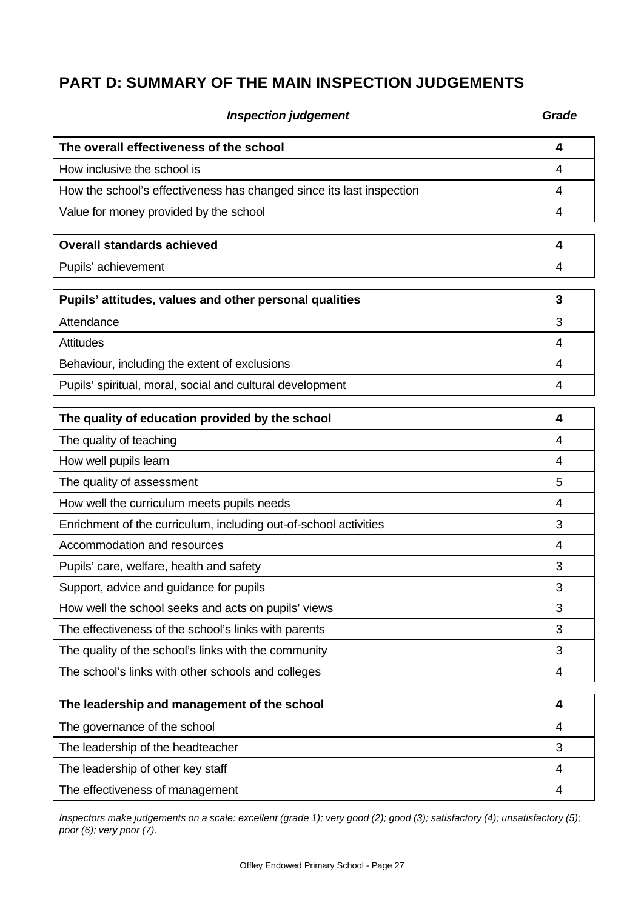# PART D: SUMMARY OF THE MAIN INSPECTION JUDGEMENTS

| *Inspection judgement* | *Grade* |
|---|---|
| **The overall effectiveness of the school** | **4** |
| How inclusive the school is | 4 |
| How the school's effectiveness has changed since its last inspection | 4 |
| Value for money provided by the school | 4 |
| **Overall standards achieved** | **4** |
| Pupils' achievement | 4 |
| **Pupils' attitudes, values and other personal qualities** | **3** |
| Attendance | 3 |
| Attitudes | 4 |
| Behaviour, including the extent of exclusions | 4 |
| Pupils' spiritual, moral, social and cultural development | 4 |
| **The quality of education provided by the school** | **4** |
| The quality of teaching | 4 |
| How well pupils learn | 4 |
| The quality of assessment | 5 |
| How well the curriculum meets pupils needs | 4 |
| Enrichment of the curriculum, including out-of-school activities | 3 |
| Accommodation and resources | 4 |
| Pupils' care, welfare, health and safety | 3 |
| Support, advice and guidance for pupils | 3 |
| How well the school seeks and acts on pupils' views | 3 |
| The effectiveness of the school's links with parents | 3 |
| The quality of the school's links with the community | 3 |
| The school's links with other schools and colleges | 4 |
| **The leadership and management of the school** | **4** |
| The governance of the school | 4 |
| The leadership of the headteacher | 3 |
| The leadership of other key staff | 4 |
| The effectiveness of management | 4 |

*Inspectors make judgements on a scale: excellent (grade 1); very good (2); good (3); satisfactory (4); unsatisfactory (5); poor (6); very poor (7).*